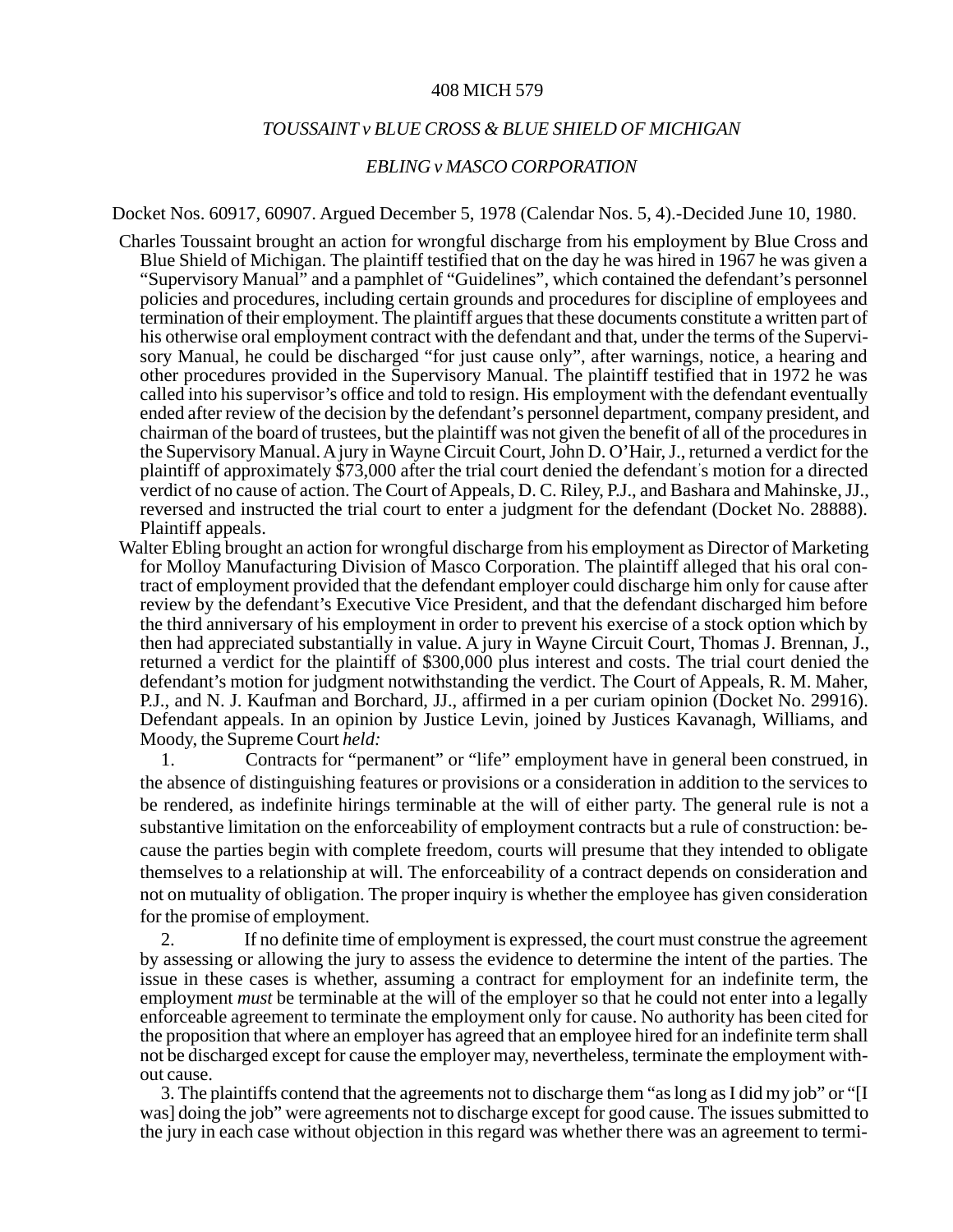408 MICH 579

*TOUSSAINT v BLUE CROSS & BLUE SHIELD OF MICHIGAN*

*EBLING v MASCO CORPORATION*

Docket Nos. 60917, 60907. Argued December 5, 1978 (Calendar Nos. 5, 4).-Decided June 10, 1980.

Charles Toussaint brought an action for wrongful discharge from his employment by Blue Cross and Blue Shield of Michigan. The plaintiff testified that on the day he was hired in 1967 he was given a "Supervisory Manual" and a pamphlet of "Guidelines", which contained the defendant's personnel policies and procedures, including certain grounds and procedures for discipline of employees and termination of their employment. The plaintiff argues that these documents constitute a written part of his otherwise oral employment contract with the defendant and that, under the terms of the Supervisory Manual, he could be discharged "for just cause only", after warnings, notice, a hearing and other procedures provided in the Supervisory Manual. The plaintiff testified that in 1972 he was called into his supervisor's office and told to resign. His employment with the defendant eventually ended after review of the decision by the defendant's personnel department, company president, and chairman of the board of trustees, but the plaintiff was not given the benefit of all of the procedures in the Supervisory Manual. A jury in Wayne Circuit Court, John D. O'Hair, J., returned a verdict for the plaintiff of approximately $73,000 after the trial court denied the defendant's motion for a directed verdict of no cause of action. The Court of Appeals, D. C. Riley, P.J., and Bashara and Mahinske, JJ., reversed and instructed the trial court to enter a judgment for the defendant (Docket No. 28888). Plaintiff appeals.

Walter Ebling brought an action for wrongful discharge from his employment as Director of Marketing for Molloy Manufacturing Division of Masco Corporation. The plaintiff alleged that his oral contract of employment provided that the defendant employer could discharge him only for cause after review by the defendant's Executive Vice President, and that the defendant discharged him before the third anniversary of his employment in order to prevent his exercise of a stock option which by then had appreciated substantially in value. A jury in Wayne Circuit Court, Thomas J. Brennan, J., returned a verdict for the plaintiff of $300,000 plus interest and costs. The trial court denied the defendant's motion for judgment notwithstanding the verdict. The Court of Appeals, R. M. Maher, P.J., and N. J. Kaufman and Borchard, JJ., affirmed in a per curiam opinion (Docket No. 29916). Defendant appeals. In an opinion by Justice Levin, joined by Justices Kavanagh, Williams, and Moody, the Supreme Court *held:*

1. Contracts for "permanent" or "life" employment have in general been construed, in the absence of distinguishing features or provisions or a consideration in addition to the services to be rendered, as indefinite hirings terminable at the will of either party. The general rule is not a substantive limitation on the enforceability of employment contracts but a rule of construction: because the parties begin with complete freedom, courts will presume that they intended to obligate themselves to a relationship at will. The enforceability of a contract depends on consideration and not on mutuality of obligation. The proper inquiry is whether the employee has given consideration for the promise of employment.

2. If no definite time of employment is expressed, the court must construe the agreement by assessing or allowing the jury to assess the evidence to determine the intent of the parties. The issue in these cases is whether, assuming a contract for employment for an indefinite term, the employment *must* be terminable at the will of the employer so that he could not enter into a legally enforceable agreement to terminate the employment only for cause. No authority has been cited for the proposition that where an employer has agreed that an employee hired for an indefinite term shall not be discharged except for cause the employer may, nevertheless, terminate the employment without cause.

3. The plaintiffs contend that the agreements not to discharge them "as long as I did my job" or "[I was] doing the job" were agreements not to discharge except for good cause. The issues submitted to the jury in each case without objection in this regard was whether there was an agreement to termi-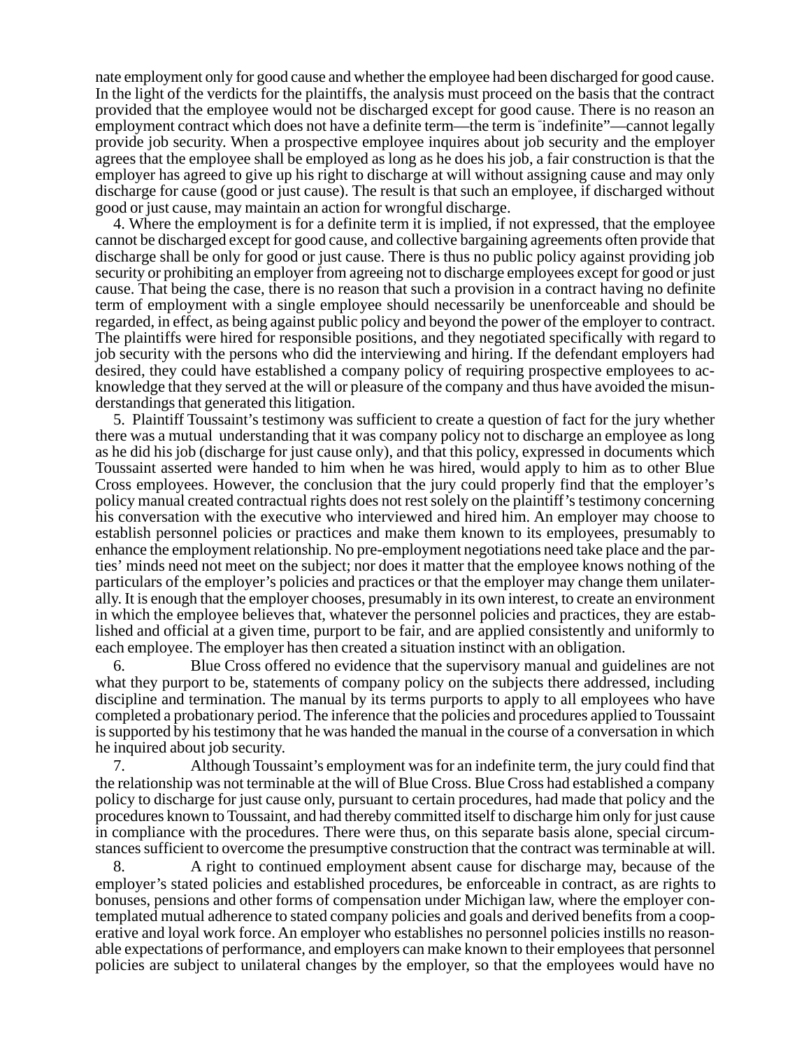nate employment only for good cause and whether the employee had been discharged for good cause. In the light of the verdicts for the plaintiffs, the analysis must proceed on the basis that the contract provided that the employee would not be discharged except for good cause. There is no reason an employment contract which does not have a definite term—the term is "indefinite"—cannot legally provide job security. When a prospective employee inquires about job security and the employer agrees that the employee shall be employed as long as he does his job, a fair construction is that the employer has agreed to give up his right to discharge at will without assigning cause and may only discharge for cause (good or just cause). The result is that such an employee, if discharged without good or just cause, may maintain an action for wrongful discharge.

4. Where the employment is for a definite term it is implied, if not expressed, that the employee cannot be discharged except for good cause, and collective bargaining agreements often provide that discharge shall be only for good or just cause. There is thus no public policy against providing job security or prohibiting an employer from agreeing not to discharge employees except for good or just cause. That being the case, there is no reason that such a provision in a contract having no definite term of employment with a single employee should necessarily be unenforceable and should be regarded, in effect, as being against public policy and beyond the power of the employer to contract. The plaintiffs were hired for responsible positions, and they negotiated specifically with regard to job security with the persons who did the interviewing and hiring. If the defendant employers had desired, they could have established a company policy of requiring prospective employees to acknowledge that they served at the will or pleasure of the company and thus have avoided the misunderstandings that generated this litigation.

5. Plaintiff Toussaint's testimony was sufficient to create a question of fact for the jury whether there was a mutual understanding that it was company policy not to discharge an employee as long as he did his job (discharge for just cause only), and that this policy, expressed in documents which Toussaint asserted were handed to him when he was hired, would apply to him as to other Blue Cross employees. However, the conclusion that the jury could properly find that the employer's policy manual created contractual rights does not rest solely on the plaintiff's testimony concerning his conversation with the executive who interviewed and hired him. An employer may choose to establish personnel policies or practices and make them known to its employees, presumably to enhance the employment relationship. No pre-employment negotiations need take place and the parties' minds need not meet on the subject; nor does it matter that the employee knows nothing of the particulars of the employer's policies and practices or that the employer may change them unilaterally. It is enough that the employer chooses, presumably in its own interest, to create an environment in which the employee believes that, whatever the personnel policies and practices, they are established and official at a given time, purport to be fair, and are applied consistently and uniformly to each employee. The employer has then created a situation instinct with an obligation.

6. Blue Cross offered no evidence that the supervisory manual and guidelines are not what they purport to be, statements of company policy on the subjects there addressed, including discipline and termination. The manual by its terms purports to apply to all employees who have completed a probationary period. The inference that the policies and procedures applied to Toussaint is supported by his testimony that he was handed the manual in the course of a conversation in which he inquired about job security.

7. Although Toussaint's employment was for an indefinite term, the jury could find that the relationship was not terminable at the will of Blue Cross. Blue Cross had established a company policy to discharge for just cause only, pursuant to certain procedures, had made that policy and the procedures known to Toussaint, and had thereby committed itself to discharge him only for just cause in compliance with the procedures. There were thus, on this separate basis alone, special circumstances sufficient to overcome the presumptive construction that the contract was terminable at will.

8. A right to continued employment absent cause for discharge may, because of the employer's stated policies and established procedures, be enforceable in contract, as are rights to bonuses, pensions and other forms of compensation under Michigan law, where the employer contemplated mutual adherence to stated company policies and goals and derived benefits from a cooperative and loyal work force. An employer who establishes no personnel policies instills no reasonable expectations of performance, and employers can make known to their employees that personnel policies are subject to unilateral changes by the employer, so that the employees would have no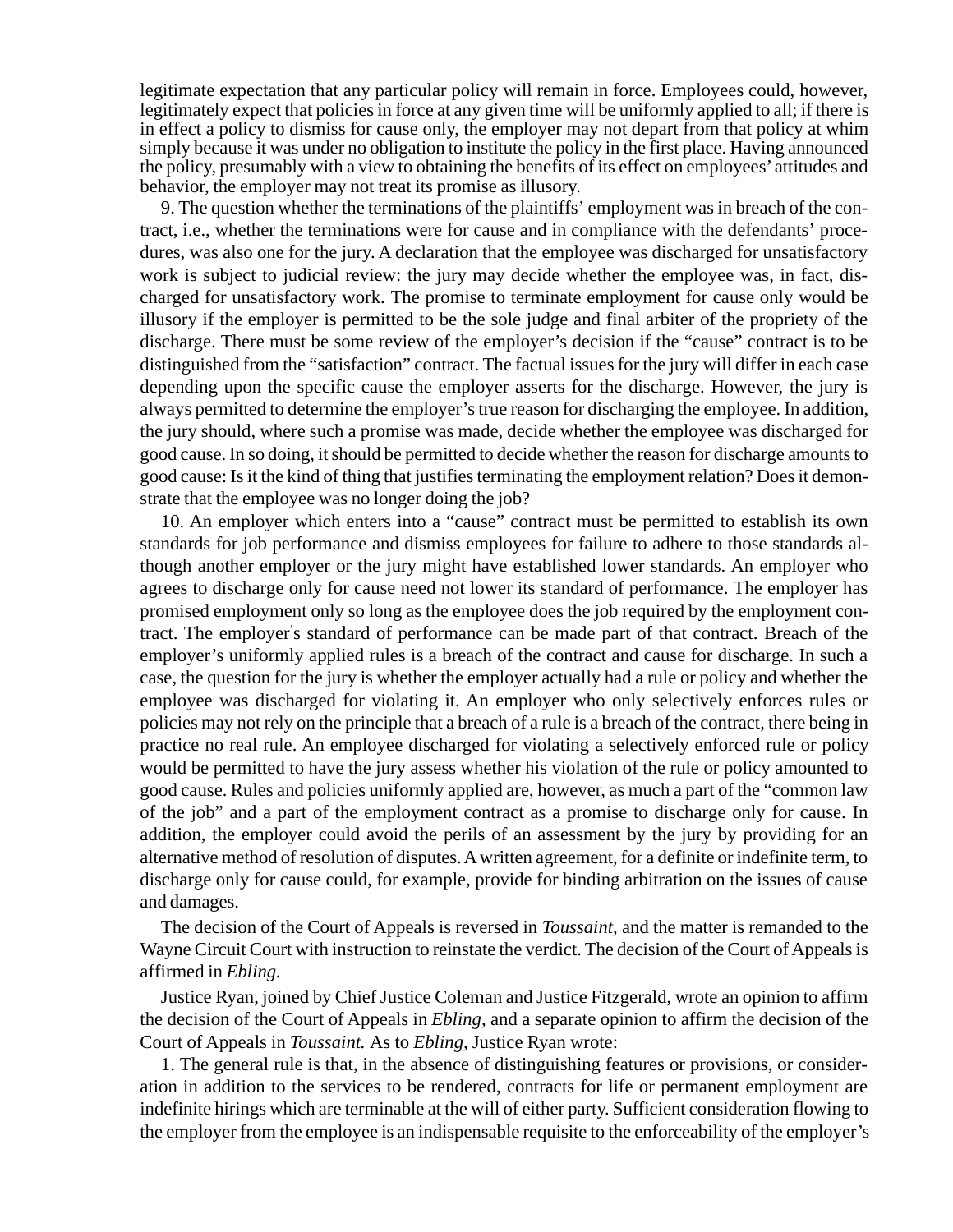legitimate expectation that any particular policy will remain in force. Employees could, however, legitimately expect that policies in force at any given time will be uniformly applied to all; if there is in effect a policy to dismiss for cause only, the employer may not depart from that policy at whim simply because it was under no obligation to institute the policy in the first place. Having announced the policy, presumably with a view to obtaining the benefits of its effect on employees' attitudes and behavior, the employer may not treat its promise as illusory.

9. The question whether the terminations of the plaintiffs' employment was in breach of the contract, i.e., whether the terminations were for cause and in compliance with the defendants' procedures, was also one for the jury. A declaration that the employee was discharged for unsatisfactory work is subject to judicial review: the jury may decide whether the employee was, in fact, discharged for unsatisfactory work. The promise to terminate employment for cause only would be illusory if the employer is permitted to be the sole judge and final arbiter of the propriety of the discharge. There must be some review of the employer's decision if the "cause" contract is to be distinguished from the "satisfaction" contract. The factual issues for the jury will differ in each case depending upon the specific cause the employer asserts for the discharge. However, the jury is always permitted to determine the employer's true reason for discharging the employee. In addition, the jury should, where such a promise was made, decide whether the employee was discharged for good cause. In so doing, it should be permitted to decide whether the reason for discharge amounts to good cause: Is it the kind of thing that justifies terminating the employment relation? Does it demonstrate that the employee was no longer doing the job?

10. An employer which enters into a "cause" contract must be permitted to establish its own standards for job performance and dismiss employees for failure to adhere to those standards although another employer or the jury might have established lower standards. An employer who agrees to discharge only for cause need not lower its standard of performance. The employer has promised employment only so long as the employee does the job required by the employment contract. The employer's standard of performance can be made part of that contract. Breach of the employer's uniformly applied rules is a breach of the contract and cause for discharge. In such a case, the question for the jury is whether the employer actually had a rule or policy and whether the employee was discharged for violating it. An employer who only selectively enforces rules or policies may not rely on the principle that a breach of a rule is a breach of the contract, there being in practice no real rule. An employee discharged for violating a selectively enforced rule or policy would be permitted to have the jury assess whether his violation of the rule or policy amounted to good cause. Rules and policies uniformly applied are, however, as much a part of the "common law of the job" and a part of the employment contract as a promise to discharge only for cause. In addition, the employer could avoid the perils of an assessment by the jury by providing for an alternative method of resolution of disputes. A written agreement, for a definite or indefinite term, to discharge only for cause could, for example, provide for binding arbitration on the issues of cause and damages.

The decision of the Court of Appeals is reversed in *Toussaint,* and the matter is remanded to the Wayne Circuit Court with instruction to reinstate the verdict. The decision of the Court of Appeals is affirmed in *Ebling.*

Justice Ryan, joined by Chief Justice Coleman and Justice Fitzgerald, wrote an opinion to affirm the decision of the Court of Appeals in *Ebling,* and a separate opinion to affirm the decision of the Court of Appeals in *Toussaint.* As to *Ebling,* Justice Ryan wrote:

1. The general rule is that, in the absence of distinguishing features or provisions, or consideration in addition to the services to be rendered, contracts for life or permanent employment are indefinite hirings which are terminable at the will of either party. Sufficient consideration flowing to the employer from the employee is an indispensable requisite to the enforceability of the employer's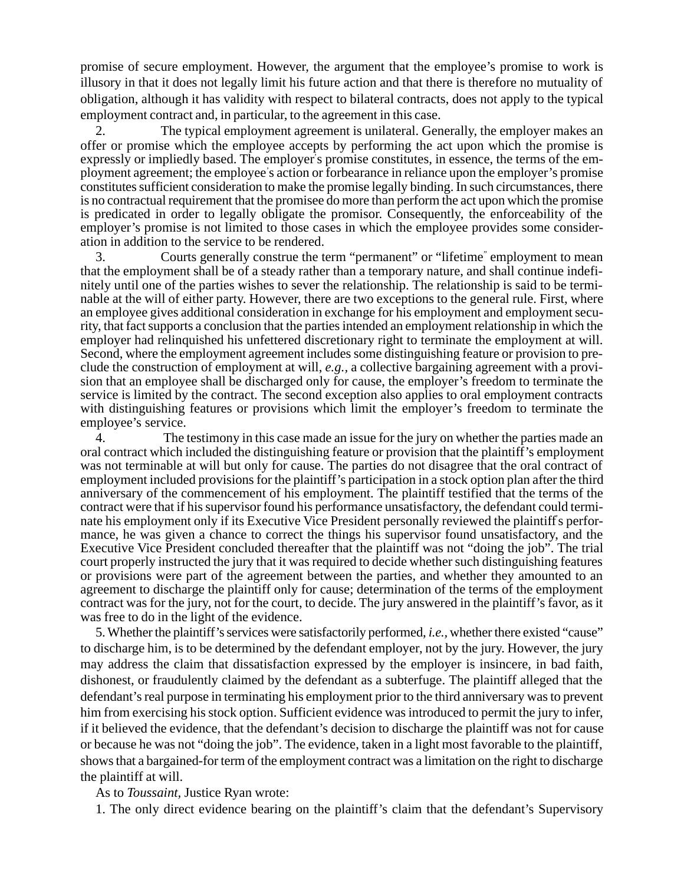promise of secure employment. However, the argument that the employee's promise to work is illusory in that it does not legally limit his future action and that there is therefore no mutuality of obligation, although it has validity with respect to bilateral contracts, does not apply to the typical employment contract and, in particular, to the agreement in this case.

2. The typical employment agreement is unilateral. Generally, the employer makes an offer or promise which the employee accepts by performing the act upon which the promise is expressly or impliedly based. The employer's promise constitutes, in essence, the terms of the employment agreement; the employee's action or forbearance in reliance upon the employer's promise constitutes sufficient consideration to make the promise legally binding. In such circumstances, there is no contractual requirement that the promisee do more than perform the act upon which the promise is predicated in order to legally obligate the promisor. Consequently, the enforceability of the employer's promise is not limited to those cases in which the employee provides some consideration in addition to the service to be rendered.

3. Courts generally construe the term "permanent" or "lifetime" employment to mean that the employment shall be of a steady rather than a temporary nature, and shall continue indefinitely until one of the parties wishes to sever the relationship. The relationship is said to be terminable at the will of either party. However, there are two exceptions to the general rule. First, where an employee gives additional consideration in exchange for his employment and employment security, that fact supports a conclusion that the parties intended an employment relationship in which the employer had relinquished his unfettered discretionary right to terminate the employment at will. Second, where the employment agreement includes some distinguishing feature or provision to preclude the construction of employment at will, *e.g.*, a collective bargaining agreement with a provision that an employee shall be discharged only for cause, the employer's freedom to terminate the service is limited by the contract. The second exception also applies to oral employment contracts with distinguishing features or provisions which limit the employer's freedom to terminate the employee's service.

4. The testimony in this case made an issue for the jury on whether the parties made an oral contract which included the distinguishing feature or provision that the plaintiff's employment was not terminable at will but only for cause. The parties do not disagree that the oral contract of employment included provisions for the plaintiff's participation in a stock option plan after the third anniversary of the commencement of his employment. The plaintiff testified that the terms of the contract were that if his supervisor found his performance unsatisfactory, the defendant could terminate his employment only if its Executive Vice President personally reviewed the plaintiff's performance, he was given a chance to correct the things his supervisor found unsatisfactory, and the Executive Vice President concluded thereafter that the plaintiff was not "doing the job". The trial court properly instructed the jury that it was required to decide whether such distinguishing features or provisions were part of the agreement between the parties, and whether they amounted to an agreement to discharge the plaintiff only for cause; determination of the terms of the employment contract was for the jury, not for the court, to decide. The jury answered in the plaintiff's favor, as it was free to do in the light of the evidence.

5. Whether the plaintiff's services were satisfactorily performed, *i.e.*, whether there existed "cause" to discharge him, is to be determined by the defendant employer, not by the jury. However, the jury may address the claim that dissatisfaction expressed by the employer is insincere, in bad faith, dishonest, or fraudulently claimed by the defendant as a subterfuge. The plaintiff alleged that the defendant's real purpose in terminating his employment prior to the third anniversary was to prevent him from exercising his stock option. Sufficient evidence was introduced to permit the jury to infer, if it believed the evidence, that the defendant's decision to discharge the plaintiff was not for cause or because he was not "doing the job". The evidence, taken in a light most favorable to the plaintiff, shows that a bargained-for term of the employment contract was a limitation on the right to discharge the plaintiff at will.

As to *Toussaint*, Justice Ryan wrote:

1. The only direct evidence bearing on the plaintiff's claim that the defendant's Supervisory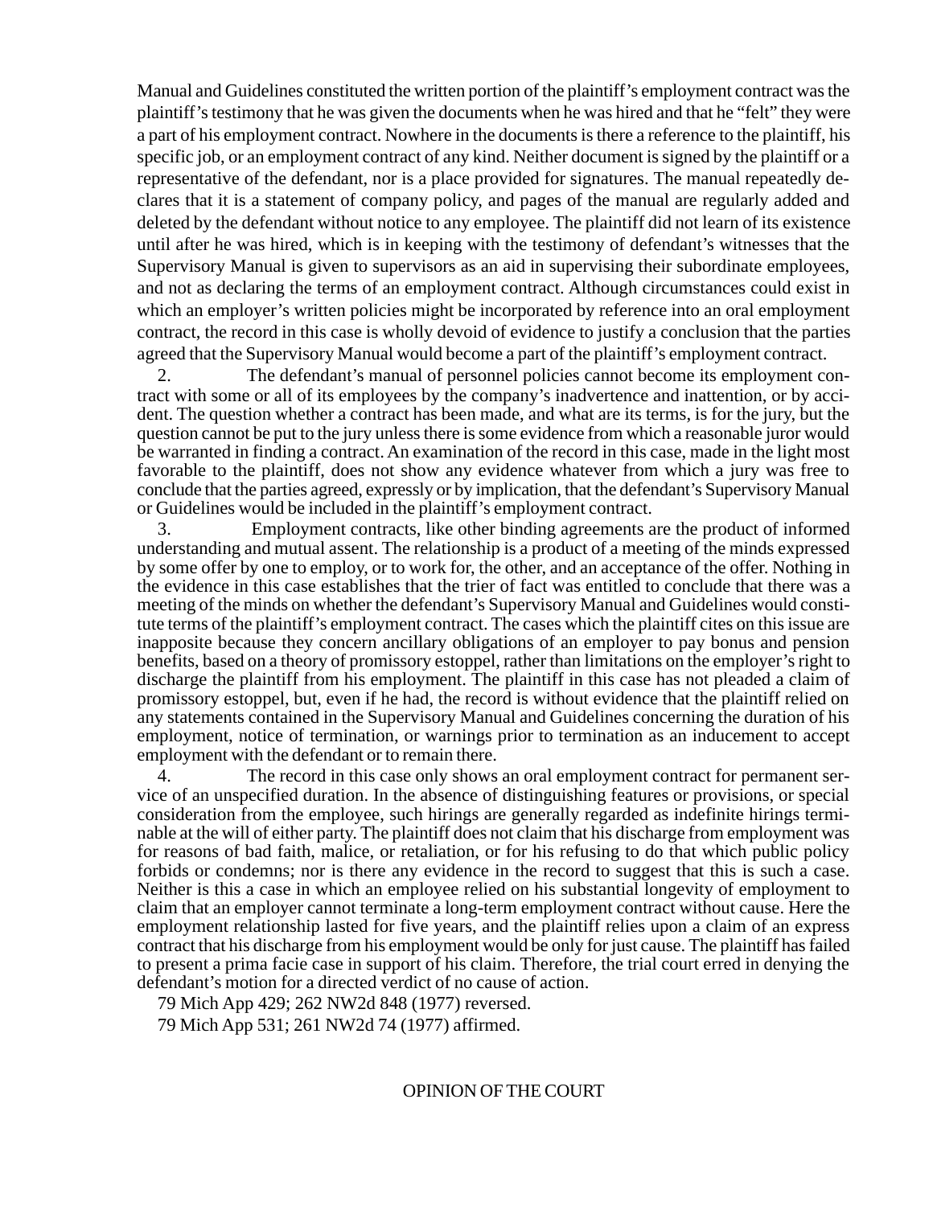Manual and Guidelines constituted the written portion of the plaintiff's employment contract was the plaintiff's testimony that he was given the documents when he was hired and that he "felt" they were a part of his employment contract. Nowhere in the documents is there a reference to the plaintiff, his specific job, or an employment contract of any kind. Neither document is signed by the plaintiff or a representative of the defendant, nor is a place provided for signatures. The manual repeatedly declares that it is a statement of company policy, and pages of the manual are regularly added and deleted by the defendant without notice to any employee. The plaintiff did not learn of its existence until after he was hired, which is in keeping with the testimony of defendant's witnesses that the Supervisory Manual is given to supervisors as an aid in supervising their subordinate employees, and not as declaring the terms of an employment contract. Although circumstances could exist in which an employer's written policies might be incorporated by reference into an oral employment contract, the record in this case is wholly devoid of evidence to justify a conclusion that the parties agreed that the Supervisory Manual would become a part of the plaintiff's employment contract.

2. The defendant's manual of personnel policies cannot become its employment contract with some or all of its employees by the company's inadvertence and inattention, or by accident. The question whether a contract has been made, and what are its terms, is for the jury, but the question cannot be put to the jury unless there is some evidence from which a reasonable juror would be warranted in finding a contract. An examination of the record in this case, made in the light most favorable to the plaintiff, does not show any evidence whatever from which a jury was free to conclude that the parties agreed, expressly or by implication, that the defendant's Supervisory Manual or Guidelines would be included in the plaintiff's employment contract.

3. Employment contracts, like other binding agreements are the product of informed understanding and mutual assent. The relationship is a product of a meeting of the minds expressed by some offer by one to employ, or to work for, the other, and an acceptance of the offer. Nothing in the evidence in this case establishes that the trier of fact was entitled to conclude that there was a meeting of the minds on whether the defendant's Supervisory Manual and Guidelines would constitute terms of the plaintiff's employment contract. The cases which the plaintiff cites on this issue are inapposite because they concern ancillary obligations of an employer to pay bonus and pension benefits, based on a theory of promissory estoppel, rather than limitations on the employer's right to discharge the plaintiff from his employment. The plaintiff in this case has not pleaded a claim of promissory estoppel, but, even if he had, the record is without evidence that the plaintiff relied on any statements contained in the Supervisory Manual and Guidelines concerning the duration of his employment, notice of termination, or warnings prior to termination as an inducement to accept employment with the defendant or to remain there.

4. The record in this case only shows an oral employment contract for permanent service of an unspecified duration. In the absence of distinguishing features or provisions, or special consideration from the employee, such hirings are generally regarded as indefinite hirings terminable at the will of either party. The plaintiff does not claim that his discharge from employment was for reasons of bad faith, malice, or retaliation, or for his refusing to do that which public policy forbids or condemns; nor is there any evidence in the record to suggest that this is such a case. Neither is this a case in which an employee relied on his substantial longevity of employment to claim that an employer cannot terminate a long-term employment contract without cause. Here the employment relationship lasted for five years, and the plaintiff relies upon a claim of an express contract that his discharge from his employment would be only for just cause. The plaintiff has failed to present a prima facie case in support of his claim. Therefore, the trial court erred in denying the defendant's motion for a directed verdict of no cause of action.

79 Mich App 429; 262 NW2d 848 (1977) reversed.

79 Mich App 531; 261 NW2d 74 (1977) affirmed.

OPINION OF THE COURT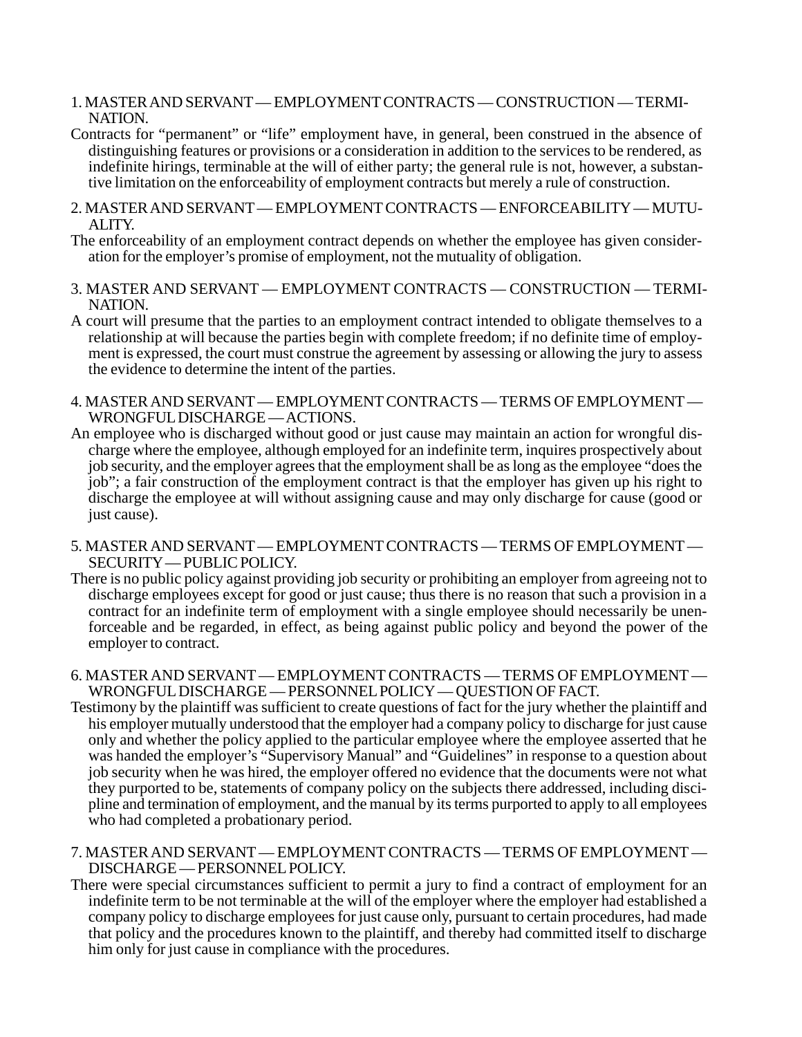1. MASTER AND SERVANT — EMPLOYMENT CONTRACTS — CONSTRUCTION — TERMINATION.

Contracts for "permanent" or "life" employment have, in general, been construed in the absence of distinguishing features or provisions or a consideration in addition to the services to be rendered, as indefinite hirings, terminable at the will of either party; the general rule is not, however, a substantive limitation on the enforceability of employment contracts but merely a rule of construction.

2. MASTER AND SERVANT — EMPLOYMENT CONTRACTS — ENFORCEABILITY — MUTUALITY.

The enforceability of an employment contract depends on whether the employee has given consideration for the employer's promise of employment, not the mutuality of obligation.

3. MASTER AND SERVANT — EMPLOYMENT CONTRACTS — CONSTRUCTION — TERMINATION.

A court will presume that the parties to an employment contract intended to obligate themselves to a relationship at will because the parties begin with complete freedom; if no definite time of employment is expressed, the court must construe the agreement by assessing or allowing the jury to assess the evidence to determine the intent of the parties.

4. MASTER AND SERVANT — EMPLOYMENT CONTRACTS — TERMS OF EMPLOYMENT — WRONGFUL DISCHARGE — ACTIONS.

An employee who is discharged without good or just cause may maintain an action for wrongful discharge where the employee, although employed for an indefinite term, inquires prospectively about job security, and the employer agrees that the employment shall be as long as the employee "does the job"; a fair construction of the employment contract is that the employer has given up his right to discharge the employee at will without assigning cause and may only discharge for cause (good or just cause).

5. MASTER AND SERVANT — EMPLOYMENT CONTRACTS — TERMS OF EMPLOYMENT — SECURITY — PUBLIC POLICY.

There is no public policy against providing job security or prohibiting an employer from agreeing not to discharge employees except for good or just cause; thus there is no reason that such a provision in a contract for an indefinite term of employment with a single employee should necessarily be unenforceable and be regarded, in effect, as being against public policy and beyond the power of the employer to contract.

6. MASTER AND SERVANT — EMPLOYMENT CONTRACTS — TERMS OF EMPLOYMENT — WRONGFUL DISCHARGE — PERSONNEL POLICY — QUESTION OF FACT.

Testimony by the plaintiff was sufficient to create questions of fact for the jury whether the plaintiff and his employer mutually understood that the employer had a company policy to discharge for just cause only and whether the policy applied to the particular employee where the employee asserted that he was handed the employer's "Supervisory Manual" and "Guidelines" in response to a question about job security when he was hired, the employer offered no evidence that the documents were not what they purported to be, statements of company policy on the subjects there addressed, including discipline and termination of employment, and the manual by its terms purported to apply to all employees who had completed a probationary period.

7. MASTER AND SERVANT — EMPLOYMENT CONTRACTS — TERMS OF EMPLOYMENT — DISCHARGE — PERSONNEL POLICY.

There were special circumstances sufficient to permit a jury to find a contract of employment for an indefinite term to be not terminable at the will of the employer where the employer had established a company policy to discharge employees for just cause only, pursuant to certain procedures, had made that policy and the procedures known to the plaintiff, and thereby had committed itself to discharge him only for just cause in compliance with the procedures.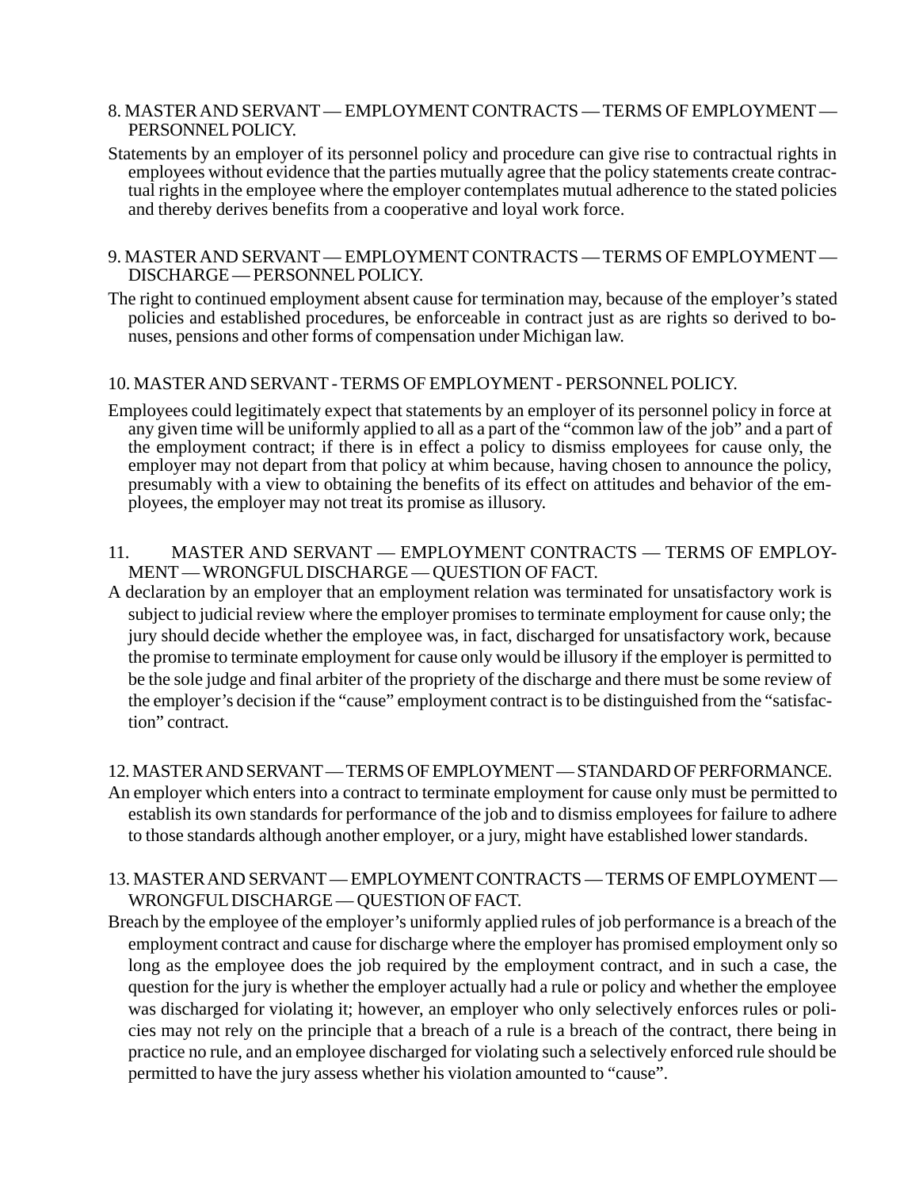8. MASTER AND SERVANT — EMPLOYMENT CONTRACTS — TERMS OF EMPLOYMENT — PERSONNEL POLICY.

Statements by an employer of its personnel policy and procedure can give rise to contractual rights in employees without evidence that the parties mutually agree that the policy statements create contractual rights in the employee where the employer contemplates mutual adherence to the stated policies and thereby derives benefits from a cooperative and loyal work force.

9. MASTER AND SERVANT — EMPLOYMENT CONTRACTS — TERMS OF EMPLOYMENT — DISCHARGE — PERSONNEL POLICY.

The right to continued employment absent cause for termination may, because of the employer's stated policies and established procedures, be enforceable in contract just as are rights so derived to bonuses, pensions and other forms of compensation under Michigan law.

10. MASTER AND SERVANT - TERMS OF EMPLOYMENT - PERSONNEL POLICY.

Employees could legitimately expect that statements by an employer of its personnel policy in force at any given time will be uniformly applied to all as a part of the "common law of the job" and a part of the employment contract; if there is in effect a policy to dismiss employees for cause only, the employer may not depart from that policy at whim because, having chosen to announce the policy, presumably with a view to obtaining the benefits of its effect on attitudes and behavior of the employees, the employer may not treat its promise as illusory.

11. MASTER AND SERVANT — EMPLOYMENT CONTRACTS — TERMS OF EMPLOYMENT — WRONGFUL DISCHARGE — QUESTION OF FACT.

A declaration by an employer that an employment relation was terminated for unsatisfactory work is subject to judicial review where the employer promises to terminate employment for cause only; the jury should decide whether the employee was, in fact, discharged for unsatisfactory work, because the promise to terminate employment for cause only would be illusory if the employer is permitted to be the sole judge and final arbiter of the propriety of the discharge and there must be some review of the employer's decision if the "cause" employment contract is to be distinguished from the "satisfaction" contract.

12. MASTER AND SERVANT — TERMS OF EMPLOYMENT — STANDARD OF PERFORMANCE.

An employer which enters into a contract to terminate employment for cause only must be permitted to establish its own standards for performance of the job and to dismiss employees for failure to adhere to those standards although another employer, or a jury, might have established lower standards.

13. MASTER AND SERVANT — EMPLOYMENT CONTRACTS — TERMS OF EMPLOYMENT — WRONGFUL DISCHARGE — QUESTION OF FACT.

Breach by the employee of the employer's uniformly applied rules of job performance is a breach of the employment contract and cause for discharge where the employer has promised employment only so long as the employee does the job required by the employment contract, and in such a case, the question for the jury is whether the employer actually had a rule or policy and whether the employee was discharged for violating it; however, an employer who only selectively enforces rules or policies may not rely on the principle that a breach of a rule is a breach of the contract, there being in practice no rule, and an employee discharged for violating such a selectively enforced rule should be permitted to have the jury assess whether his violation amounted to "cause".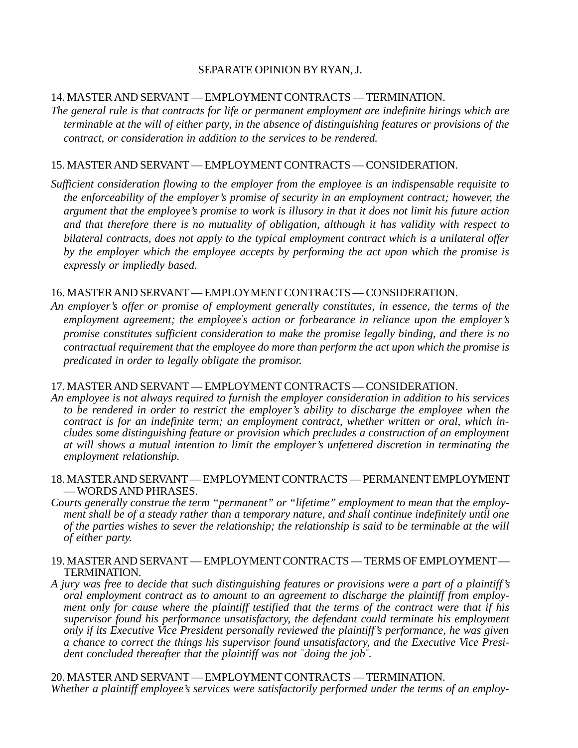SEPARATE OPINION BY RYAN, J.

14. MASTER AND SERVANT — EMPLOYMENT CONTRACTS — TERMINATION.

*The general rule is that contracts for life or permanent employment are indefinite hirings which are terminable at the will of either party, in the absence of distinguishing features or provisions of the contract, or consideration in addition to the services to be rendered.*

15. MASTER AND SERVANT — EMPLOYMENT CONTRACTS — CONSIDERATION.

*Sufficient consideration flowing to the employer from the employee is an indispensable requisite to the enforceability of the employer's promise of security in an employment contract; however, the argument that the employee's promise to work is illusory in that it does not limit his future action and that therefore there is no mutuality of obligation, although it has validity with respect to bilateral contracts, does not apply to the typical employment contract which is a unilateral offer by the employer which the employee accepts by performing the act upon which the promise is expressly or impliedly based.*

16. MASTER AND SERVANT — EMPLOYMENT CONTRACTS — CONSIDERATION.

*An employer's offer or promise of employment generally constitutes, in essence, the terms of the employment agreement; the employee's action or forbearance in reliance upon the employer's promise constitutes sufficient consideration to make the promise legally binding, and there is no contractual requirement that the employee do more than perform the act upon which the promise is predicated in order to legally obligate the promisor.*

17. MASTER AND SERVANT — EMPLOYMENT CONTRACTS — CONSIDERATION.

*An employee is not always required to furnish the employer consideration in addition to his services to be rendered in order to restrict the employer's ability to discharge the employee when the contract is for an indefinite term; an employment contract, whether written or oral, which includes some distinguishing feature or provision which precludes a construction of an employment at will shows a mutual intention to limit the employer's unfettered discretion in terminating the employment relationship.*

18. MASTER AND SERVANT — EMPLOYMENT CONTRACTS — PERMANENT EMPLOYMENT — WORDS AND PHRASES.

*Courts generally construe the term "permanent" or "lifetime" employment to mean that the employment shall be of a steady rather than a temporary nature, and shall continue indefinitely until one of the parties wishes to sever the relationship; the relationship is said to be terminable at the will of either party.*

19. MASTER AND SERVANT — EMPLOYMENT CONTRACTS — TERMS OF EMPLOYMENT — TERMINATION.

*A jury was free to decide that such distinguishing features or provisions were a part of a plaintiff's oral employment contract as to amount to an agreement to discharge the plaintiff from employment only for cause where the plaintiff testified that the terms of the contract were that if his supervisor found his performance unsatisfactory, the defendant could terminate his employment only if its Executive Vice President personally reviewed the plaintiff's performance, he was given a chance to correct the things his supervisor found unsatisfactory, and the Executive Vice President concluded thereafter that the plaintiff was not "doing the job".*

20. MASTER AND SERVANT — EMPLOYMENT CONTRACTS — TERMINATION.

*Whether a plaintiff employee's services were satisfactorily performed under the terms of an employ-*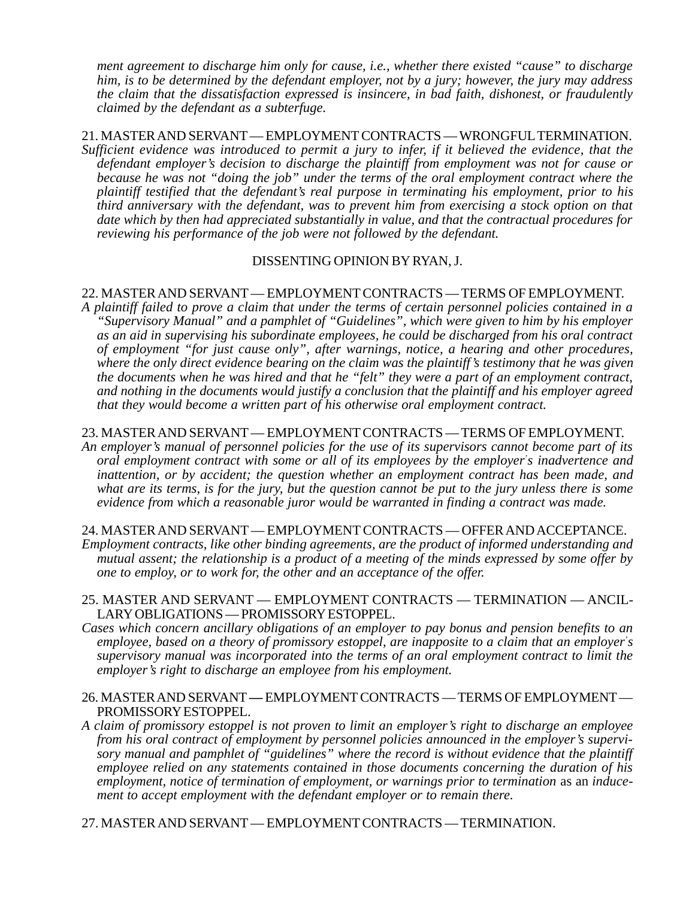*ment agreement to discharge him only for cause, i.e., whether there existed "cause" to discharge him, is to be determined by the defendant employer, not by a jury; however, the jury may address the claim that the dissatisfaction expressed is insincere, in bad faith, dishonest, or fraudulently claimed by the defendant as a subterfuge.*

21. MASTER AND SERVANT — EMPLOYMENT CONTRACTS — WRONGFUL TERMINATION.

*Sufficient evidence was introduced to permit a jury to infer, if it believed the evidence, that the defendant employer's decision to discharge the plaintiff from employment was not for cause or because he was not "doing the job" under the terms of the oral employment contract where the plaintiff testified that the defendant's real purpose in terminating his employment, prior to his third anniversary with the defendant, was to prevent him from exercising a stock option on that date which by then had appreciated substantially in value, and that the contractual procedures for reviewing his performance of the job were not followed by the defendant.*

DISSENTING OPINION BY RYAN, J.

22. MASTER AND SERVANT — EMPLOYMENT CONTRACTS — TERMS OF EMPLOYMENT.

*A plaintiff failed to prove a claim that under the terms of certain personnel policies contained in a "Supervisory Manual" and a pamphlet of "Guidelines", which were given to him by his employer as an aid in supervising his subordinate employees, he could be discharged from his oral contract of employment "for just cause only", after warnings, notice, a hearing and other procedures, where the only direct evidence bearing on the claim was the plaintiff's testimony that he was given the documents when he was hired and that he "felt" they were a part of an employment contract, and nothing in the documents would justify a conclusion that the plaintiff and his employer agreed that they would become a written part of his otherwise oral employment contract.*

23. MASTER AND SERVANT — EMPLOYMENT CONTRACTS — TERMS OF EMPLOYMENT.

*An employer's manual of personnel policies for the use of its supervisors cannot become part of its oral employment contract with some or all of its employees by the employer's inadvertence and inattention, or by accident; the question whether an employment contract has been made, and what are its terms, is for the jury, but the question cannot be put to the jury unless there is some evidence from which a reasonable juror would be warranted in finding a contract was made.*

24. MASTER AND SERVANT — EMPLOYMENT CONTRACTS — OFFER AND ACCEPTANCE.

*Employment contracts, like other binding agreements, are the product of informed understanding and mutual assent; the relationship is a product of a meeting of the minds expressed by some offer by one to employ, or to work for, the other and an acceptance of the offer.*

25. MASTER AND SERVANT — EMPLOYMENT CONTRACTS — TERMINATION — ANCILLARY OBLIGATIONS — PROMISSORY ESTOPPEL.

*Cases which concern ancillary obligations of an employer to pay bonus and pension benefits to an employee, based on a theory of promissory estoppel, are inapposite to a claim that an employer's supervisory manual was incorporated into the terms of an oral employment contract to limit the employer's right to discharge an employee from his employment.*

26. MASTER AND SERVANT — EMPLOYMENT CONTRACTS — TERMS OF EMPLOYMENT — PROMISSORY ESTOPPEL.

*A claim of promissory estoppel is not proven to limit an employer's right to discharge an employee from his oral contract of employment by personnel policies announced in the employer's supervisory manual and pamphlet of "guidelines" where the record is without evidence that the plaintiff employee relied on any statements contained in those documents concerning the duration of his employment, notice of termination of employment, or warnings prior to termination* as an *inducement to accept employment with the defendant employer or to remain there.*

27. MASTER AND SERVANT — EMPLOYMENT CONTRACTS — TERMINATION.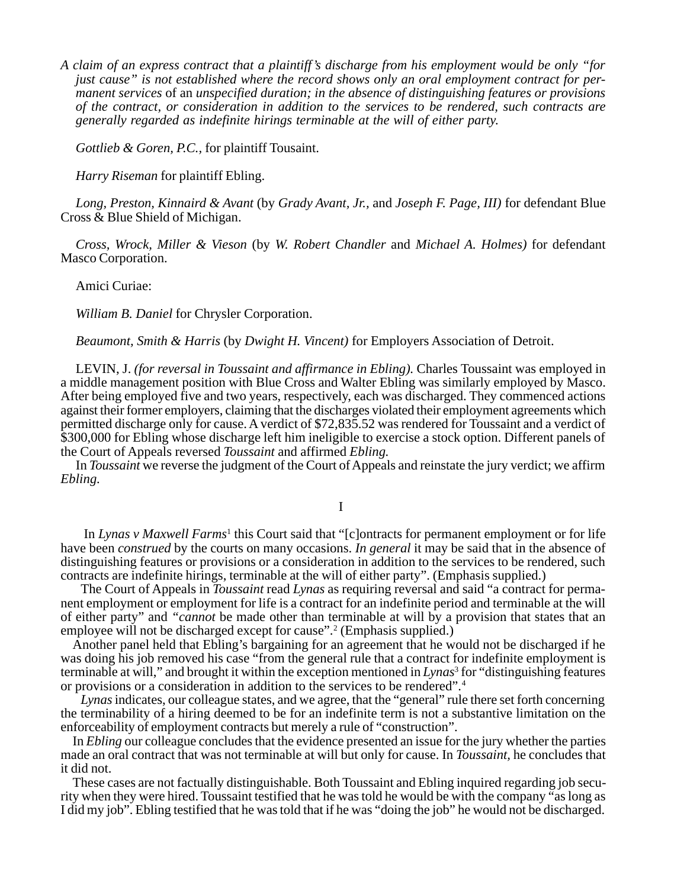*A claim of an express contract that a plaintiff's discharge from his employment would be only "for just cause" is not established where the record shows only an oral employment contract for permanent services* of an *unspecified duration; in the absence of distinguishing features or provisions of the contract, or consideration in addition to the services to be rendered, such contracts are generally regarded as indefinite hirings terminable at the will of either party.*

*Gottlieb & Goren, P.C.*, for plaintiff Tousaint.

*Harry Riseman* for plaintiff Ebling.

*Long, Preston, Kinnaird & Avant* (by *Grady Avant, Jr.*, and *Joseph F. Page, III)* for defendant Blue Cross & Blue Shield of Michigan.

*Cross, Wrock, Miller & Vieson* (by *W. Robert Chandler* and *Michael A. Holmes)* for defendant Masco Corporation.

Amici Curiae:

*William B. Daniel* for Chrysler Corporation.

*Beaumont, Smith & Harris* (by *Dwight H. Vincent)* for Employers Association of Detroit.

LEVIN, J. *(for reversal in Toussaint and affirmance in Ebling).* Charles Toussaint was employed in a middle management position with Blue Cross and Walter Ebling was similarly employed by Masco. After being employed five and two years, respectively, each was discharged. They commenced actions against their former employers, claiming that the discharges violated their employment agreements which permitted discharge only for cause. A verdict of $72,835.52 was rendered for Toussaint and a verdict of $300,000 for Ebling whose discharge left him ineligible to exercise a stock option. Different panels of the Court of Appeals reversed *Toussaint* and affirmed *Ebling.*

In *Toussaint* we reverse the judgment of the Court of Appeals and reinstate the jury verdict; we affirm *Ebling.*

## I

In *Lynas v Maxwell Farms*[1] this Court said that "[c]ontracts for permanent employment or for life have been *construed* by the courts on many occasions. *In general* it may be said that in the absence of distinguishing features or provisions or a consideration in addition to the services to be rendered, such contracts are indefinite hirings, terminable at the will of either party". (Emphasis supplied.)

The Court of Appeals in *Toussaint* read *Lynas* as requiring reversal and said "a contract for permanent employment or employment for life is a contract for an indefinite period and terminable at the will of either party" and *"cannot* be made other than terminable at will by a provision that states that an employee will not be discharged except for cause".[2] (Emphasis supplied.)

Another panel held that Ebling's bargaining for an agreement that he would not be discharged if he was doing his job removed his case "from the general rule that a contract for indefinite employment is terminable at will," and brought it within the exception mentioned in *Lynas*[3] for "distinguishing features or provisions or a consideration in addition to the services to be rendered".[4]

*Lynas* indicates, our colleague states, and we agree, that the "general" rule there set forth concerning the terminability of a hiring deemed to be for an indefinite term is not a substantive limitation on the enforceability of employment contracts but merely a rule of "construction".

In *Ebling* our colleague concludes that the evidence presented an issue for the jury whether the parties made an oral contract that was not terminable at will but only for cause. In *Toussaint,* he concludes that it did not.

These cases are not factually distinguishable. Both Toussaint and Ebling inquired regarding job security when they were hired. Toussaint testified that he was told he would be with the company "as long as I did my job". Ebling testified that he was told that if he was "doing the job" he would not be discharged.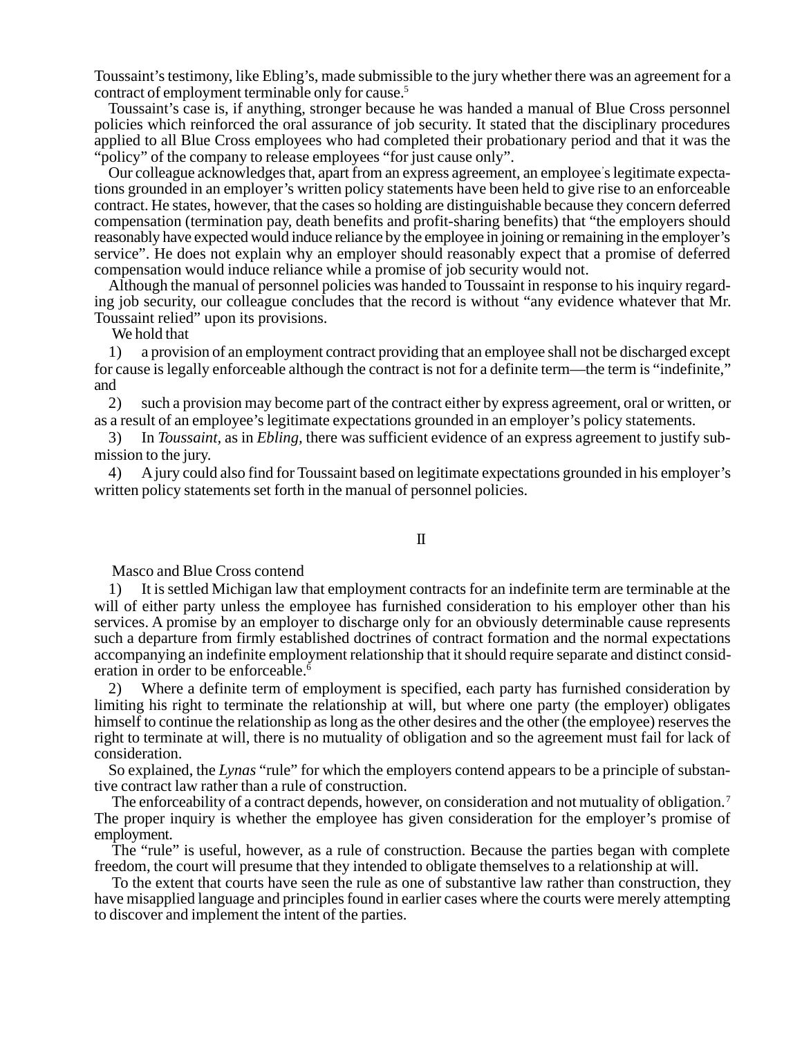Toussaint's testimony, like Ebling's, made submissible to the jury whether there was an agreement for a contract of employment terminable only for cause.[5]

Toussaint's case is, if anything, stronger because he was handed a manual of Blue Cross personnel policies which reinforced the oral assurance of job security. It stated that the disciplinary procedures applied to all Blue Cross employees who had completed their probationary period and that it was the "policy" of the company to release employees "for just cause only".

Our colleague acknowledges that, apart from an express agreement, an employee's legitimate expectations grounded in an employer's written policy statements have been held to give rise to an enforceable contract. He states, however, that the cases so holding are distinguishable because they concern deferred compensation (termination pay, death benefits and profit-sharing benefits) that "the employers should reasonably have expected would induce reliance by the employee in joining or remaining in the employer's service". He does not explain why an employer should reasonably expect that a promise of deferred compensation would induce reliance while a promise of job security would not.

Although the manual of personnel policies was handed to Toussaint in response to his inquiry regarding job security, our colleague concludes that the record is without "any evidence whatever that Mr. Toussaint relied" upon its provisions.

We hold that

1) a provision of an employment contract providing that an employee shall not be discharged except for cause is legally enforceable although the contract is not for a definite term—the term is "indefinite," and

2) such a provision may become part of the contract either by express agreement, oral or written, or as a result of an employee's legitimate expectations grounded in an employer's policy statements.

3) In *Toussaint*, as in *Ebling*, there was sufficient evidence of an express agreement to justify submission to the jury.

4) A jury could also find for Toussaint based on legitimate expectations grounded in his employer's written policy statements set forth in the manual of personnel policies.

## II

Masco and Blue Cross contend

1) It is settled Michigan law that employment contracts for an indefinite term are terminable at the will of either party unless the employee has furnished consideration to his employer other than his services. A promise by an employer to discharge only for an obviously determinable cause represents such a departure from firmly established doctrines of contract formation and the normal expectations accompanying an indefinite employment relationship that it should require separate and distinct consideration in order to be enforceable.[6]

2) Where a definite term of employment is specified, each party has furnished consideration by limiting his right to terminate the relationship at will, but where one party (the employer) obligates himself to continue the relationship as long as the other desires and the other (the employee) reserves the right to terminate at will, there is no mutuality of obligation and so the agreement must fail for lack of consideration.

So explained, the *Lynas* "rule" for which the employers contend appears to be a principle of substantive contract law rather than a rule of construction.

The enforceability of a contract depends, however, on consideration and not mutuality of obligation.[7] The proper inquiry is whether the employee has given consideration for the employer's promise of employment.

The "rule" is useful, however, as a rule of construction. Because the parties began with complete freedom, the court will presume that they intended to obligate themselves to a relationship at will.

To the extent that courts have seen the rule as one of substantive law rather than construction, they have misapplied language and principles found in earlier cases where the courts were merely attempting to discover and implement the intent of the parties.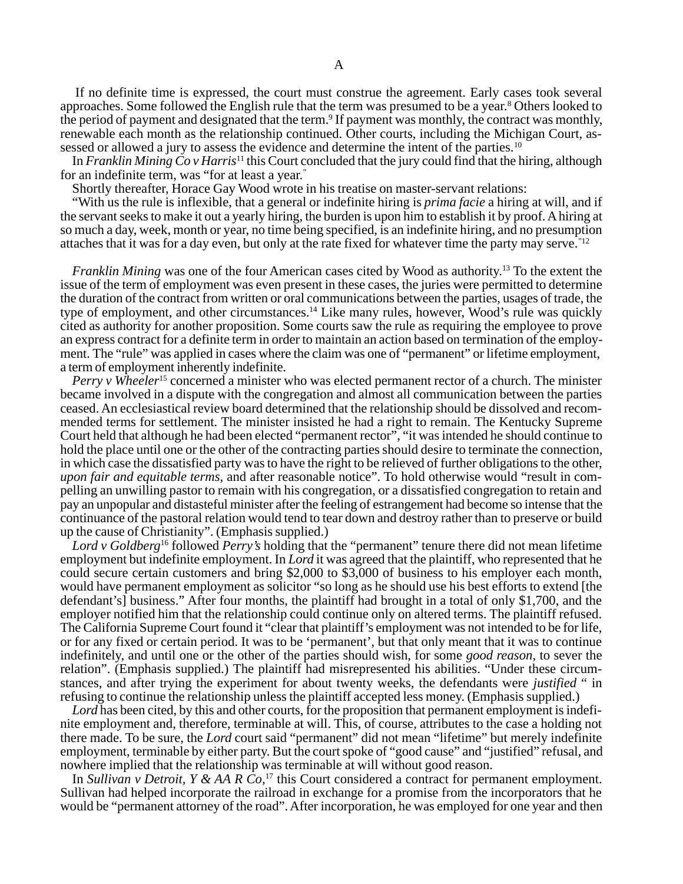## A

If no definite time is expressed, the court must construe the agreement. Early cases took several approaches. Some followed the English rule that the term was presumed to be a year.[8] Others looked to the period of payment and designated that the term.[9] If payment was monthly, the contract was monthly, renewable each month as the relationship continued. Other courts, including the Michigan Court, assessed or allowed a jury to assess the evidence and determine the intent of the parties.[10]

In *Franklin Mining Co v Harris*[11] this Court concluded that the jury could find that the hiring, although for an indefinite term, was "for at least a year."

Shortly thereafter, Horace Gay Wood wrote in his treatise on master-servant relations:

"With us the rule is inflexible, that a general or indefinite hiring is *prima facie* a hiring at will, and if the servant seeks to make it out a yearly hiring, the burden is upon him to establish it by proof. A hiring at so much a day, week, month or year, no time being specified, is an indefinite hiring, and no presumption attaches that it was for a day even, but only at the rate fixed for whatever time the party may serve."[12]

*Franklin Mining* was one of the four American cases cited by Wood as authority.[13] To the extent the issue of the term of employment was even present in these cases, the juries were permitted to determine the duration of the contract from written or oral communications between the parties, usages of trade, the type of employment, and other circumstances.[14] Like many rules, however, Wood's rule was quickly cited as authority for another proposition. Some courts saw the rule as requiring the employee to prove an express contract for a definite term in order to maintain an action based on termination of the employment. The "rule" was applied in cases where the claim was one of "permanent" or lifetime employment, a term of employment inherently indefinite.

*Perry v Wheeler*[15] concerned a minister who was elected permanent rector of a church. The minister became involved in a dispute with the congregation and almost all communication between the parties ceased. An ecclesiastical review board determined that the relationship should be dissolved and recommended terms for settlement. The minister insisted he had a right to remain. The Kentucky Supreme Court held that although he had been elected "permanent rector", "it was intended he should continue to hold the place until one or the other of the contracting parties should desire to terminate the connection, in which case the dissatisfied party was to have the right to be relieved of further obligations to the other, *upon fair and equitable terms*, and after reasonable notice". To hold otherwise would "result in compelling an unwilling pastor to remain with his congregation, or a dissatisfied congregation to retain and pay an unpopular and distasteful minister after the feeling of estrangement had become so intense that the continuance of the pastoral relation would tend to tear down and destroy rather than to preserve or build up the cause of Christianity". (Emphasis supplied.)

*Lord v Goldberg*[16] followed *Perry's* holding that the "permanent" tenure there did not mean lifetime employment but indefinite employment. In *Lord* it was agreed that the plaintiff, who represented that he could secure certain customers and bring $2,000 to $3,000 of business to his employer each month, would have permanent employment as solicitor "so long as he should use his best efforts to extend [the defendant's] business." After four months, the plaintiff had brought in a total of only $1,700, and the employer notified him that the relationship could continue only on altered terms. The plaintiff refused. The California Supreme Court found it "clear that plaintiff's employment was not intended to be for life, or for any fixed or certain period. It was to be 'permanent', but that only meant that it was to continue indefinitely, and until one or the other of the parties should wish, for some *good reason*, to sever the relation". (Emphasis supplied.) The plaintiff had misrepresented his abilities. "Under these circumstances, and after trying the experiment for about twenty weeks, the defendants were *justified* " in refusing to continue the relationship unless the plaintiff accepted less money. (Emphasis supplied.)

*Lord* has been cited, by this and other courts, for the proposition that permanent employment is indefinite employment and, therefore, terminable at will. This, of course, attributes to the case a holding not there made. To be sure, the *Lord* court said "permanent" did not mean "lifetime" but merely indefinite employment, terminable by either party. But the court spoke of "good cause" and "justified" refusal, and nowhere implied that the relationship was terminable at will without good reason.

In *Sullivan v Detroit, Y & AA R Co,*[17] this Court considered a contract for permanent employment. Sullivan had helped incorporate the railroad in exchange for a promise from the incorporators that he would be "permanent attorney of the road". After incorporation, he was employed for one year and then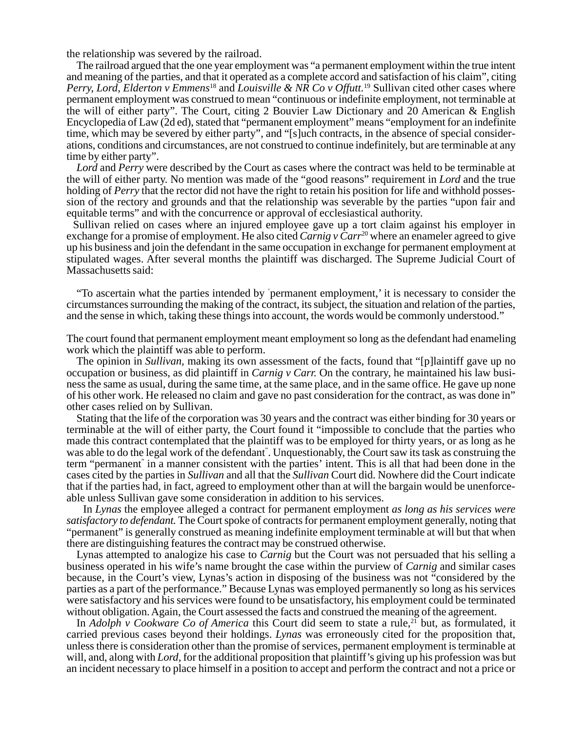the relationship was severed by the railroad.

The railroad argued that the one year employment was "a permanent employment within the true intent and meaning of the parties, and that it operated as a complete accord and satisfaction of his claim", citing *Perry, Lord, Elderton v Emmens*[18] and *Louisville & NR Co v Offutt.*[19] Sullivan cited other cases where permanent employment was construed to mean "continuous or indefinite employment, not terminable at the will of either party". The Court, citing 2 Bouvier Law Dictionary and 20 American & English Encyclopedia of Law (2d ed), stated that "permanent employment" means "employment for an indefinite time, which may be severed by either party", and "[s]uch contracts, in the absence of special considerations, conditions and circumstances, are not construed to continue indefinitely, but are terminable at any time by either party".

*Lord* and *Perry* were described by the Court as cases where the contract was held to be terminable at the will of either party. No mention was made of the "good reasons" requirement in *Lord* and the true holding of *Perry* that the rector did not have the right to retain his position for life and withhold possession of the rectory and grounds and that the relationship was severable by the parties "upon fair and equitable terms" and with the concurrence or approval of ecclesiastical authority.

Sullivan relied on cases where an injured employee gave up a tort claim against his employer in exchange for a promise of employment. He also cited *Carnig v Carr*[20] where an enameler agreed to give up his business and join the defendant in the same occupation in exchange for permanent employment at stipulated wages. After several months the plaintiff was discharged. The Supreme Judicial Court of Massachusetts said:

> "To ascertain what the parties intended by 'permanent employment,' it is necessary to consider the circumstances surrounding the making of the contract, its subject, the situation and relation of the parties, and the sense in which, taking these things into account, the words would be commonly understood."

The court found that permanent employment meant employment so long as the defendant had enameling work which the plaintiff was able to perform.

The opinion in *Sullivan*, making its own assessment of the facts, found that "[p]laintiff gave up no occupation or business, as did plaintiff in *Carnig v Carr.* On the contrary, he maintained his law business the same as usual, during the same time, at the same place, and in the same office. He gave up none of his other work. He released no claim and gave no past consideration for the contract, as was done in" other cases relied on by Sullivan.

Stating that the life of the corporation was 30 years and the contract was either binding for 30 years or terminable at the will of either party, the Court found it "impossible to conclude that the parties who made this contract contemplated that the plaintiff was to be employed for thirty years, or as long as he was able to do the legal work of the defendant". Unquestionably, the Court saw its task as construing the term "permanent" in a manner consistent with the parties' intent. This is all that had been done in the cases cited by the parties in *Sullivan* and all that the *Sullivan* Court did. Nowhere did the Court indicate that if the parties had, in fact, agreed to employment other than at will the bargain would be unenforceable unless Sullivan gave some consideration in addition to his services.

In *Lynas* the employee alleged a contract for permanent employment *as long as his services were satisfactory to defendant.* The Court spoke of contracts for permanent employment generally, noting that "permanent" is generally construed as meaning indefinite employment terminable at will but that when there are distinguishing features the contract may be construed otherwise.

Lynas attempted to analogize his case to *Carnig* but the Court was not persuaded that his selling a business operated in his wife's name brought the case within the purview of *Carnig* and similar cases because, in the Court's view, Lynas's action in disposing of the business was not "considered by the parties as a part of the performance." Because Lynas was employed permanently so long as his services were satisfactory and his services were found to be unsatisfactory, his employment could be terminated without obligation. Again, the Court assessed the facts and construed the meaning of the agreement.

In *Adolph v Cookware Co of America* this Court did seem to state a rule,[21] but, as formulated, it carried previous cases beyond their holdings. *Lynas* was erroneously cited for the proposition that, unless there is consideration other than the promise of services, permanent employment is terminable at will, and, along with *Lord*, for the additional proposition that plaintiff's giving up his profession was but an incident necessary to place himself in a position to accept and perform the contract and not a price or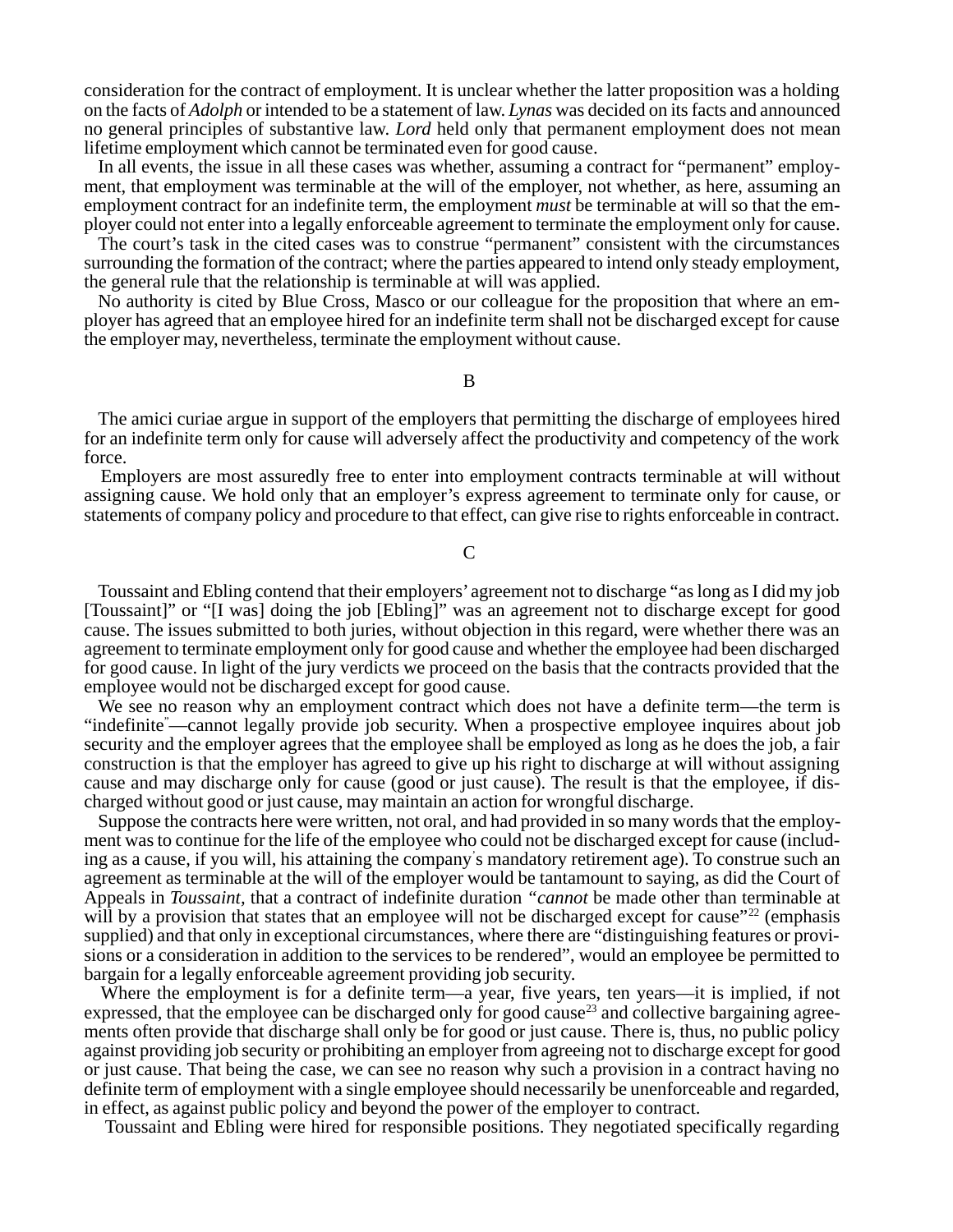consideration for the contract of employment. It is unclear whether the latter proposition was a holding on the facts of *Adolph* or intended to be a statement of law. *Lynas* was decided on its facts and announced no general principles of substantive law. *Lord* held only that permanent employment does not mean lifetime employment which cannot be terminated even for good cause.

In all events, the issue in all these cases was whether, assuming a contract for "permanent" employment, that employment was terminable at the will of the employer, not whether, as here, assuming an employment contract for an indefinite term, the employment *must* be terminable at will so that the employer could not enter into a legally enforceable agreement to terminate the employment only for cause.

The court's task in the cited cases was to construe "permanent" consistent with the circumstances surrounding the formation of the contract; where the parties appeared to intend only steady employment, the general rule that the relationship is terminable at will was applied.

No authority is cited by Blue Cross, Masco or our colleague for the proposition that where an employer has agreed that an employee hired for an indefinite term shall not be discharged except for cause the employer may, nevertheless, terminate the employment without cause.

B

The amici curiae argue in support of the employers that permitting the discharge of employees hired for an indefinite term only for cause will adversely affect the productivity and competency of the work force.

Employers are most assuredly free to enter into employment contracts terminable at will without assigning cause. We hold only that an employer's express agreement to terminate only for cause, or statements of company policy and procedure to that effect, can give rise to rights enforceable in contract.

C

Toussaint and Ebling contend that their employers' agreement not to discharge "as long as I did my job [Toussaint]" or "[I was] doing the job [Ebling]" was an agreement not to discharge except for good cause. The issues submitted to both juries, without objection in this regard, were whether there was an agreement to terminate employment only for good cause and whether the employee had been discharged for good cause. In light of the jury verdicts we proceed on the basis that the contracts provided that the employee would not be discharged except for good cause.

We see no reason why an employment contract which does not have a definite term—the term is "indefinite"—cannot legally provide job security. When a prospective employee inquires about job security and the employer agrees that the employee shall be employed as long as he does the job, a fair construction is that the employer has agreed to give up his right to discharge at will without assigning cause and may discharge only for cause (good or just cause). The result is that the employee, if discharged without good or just cause, may maintain an action for wrongful discharge.

Suppose the contracts here were written, not oral, and had provided in so many words that the employment was to continue for the life of the employee who could not be discharged except for cause (including as a cause, if you will, his attaining the company's mandatory retirement age). To construe such an agreement as terminable at the will of the employer would be tantamount to saying, as did the Court of Appeals in *Toussaint*, that a contract of indefinite duration "*cannot* be made other than terminable at will by a provision that states that an employee will not be discharged except for cause"[22] (emphasis supplied) and that only in exceptional circumstances, where there are "distinguishing features or provisions or a consideration in addition to the services to be rendered", would an employee be permitted to bargain for a legally enforceable agreement providing job security.

Where the employment is for a definite term—a year, five years, ten years—it is implied, if not expressed, that the employee can be discharged only for good cause[23] and collective bargaining agreements often provide that discharge shall only be for good or just cause. There is, thus, no public policy against providing job security or prohibiting an employer from agreeing not to discharge except for good or just cause. That being the case, we can see no reason why such a provision in a contract having no definite term of employment with a single employee should necessarily be unenforceable and regarded, in effect, as against public policy and beyond the power of the employer to contract.

Toussaint and Ebling were hired for responsible positions. They negotiated specifically regarding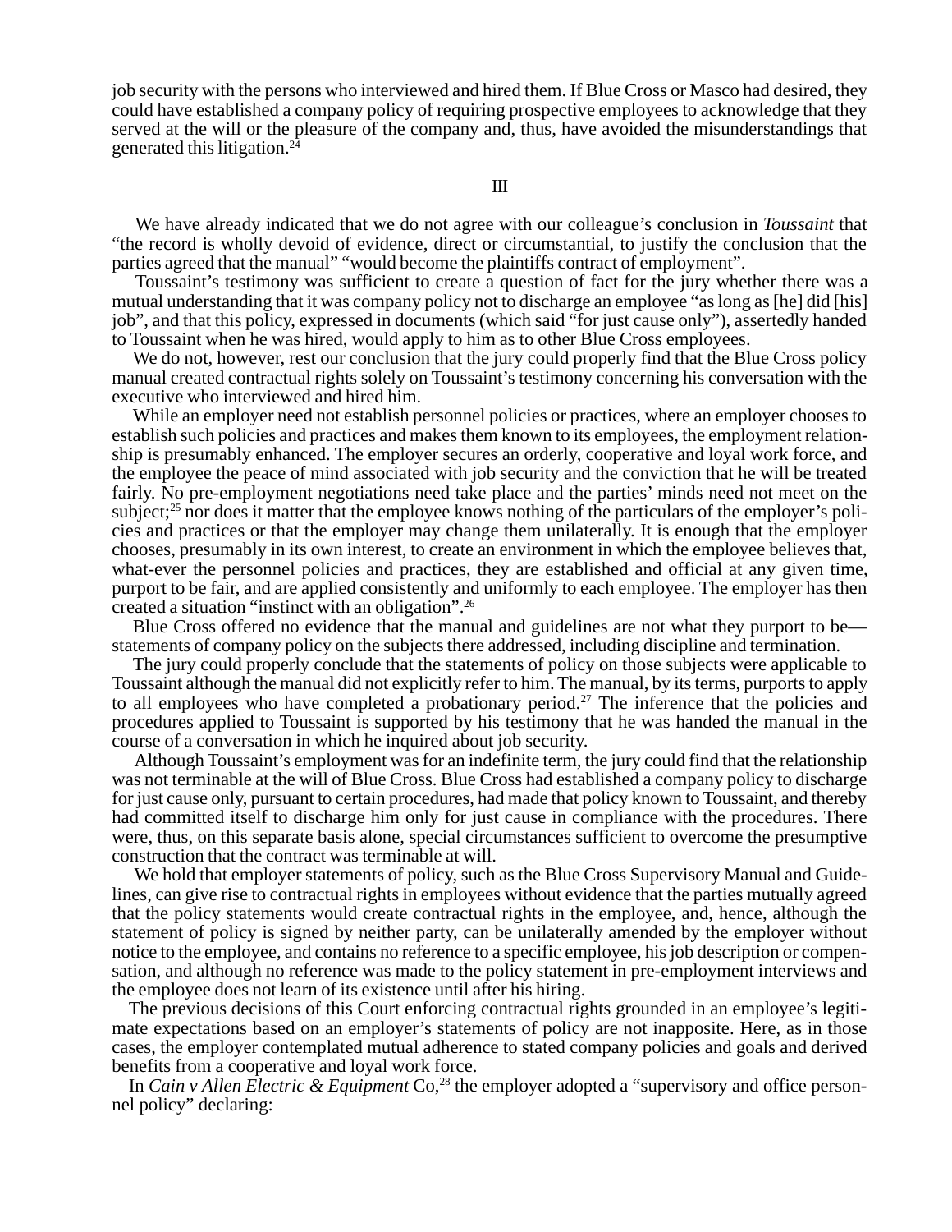job security with the persons who interviewed and hired them. If Blue Cross or Masco had desired, they could have established a company policy of requiring prospective employees to acknowledge that they served at the will or the pleasure of the company and, thus, have avoided the misunderstandings that generated this litigation.[24]

## III

We have already indicated that we do not agree with our colleague's conclusion in *Toussaint* that "the record is wholly devoid of evidence, direct or circumstantial, to justify the conclusion that the parties agreed that the manual" "would become the plaintiffs contract of employment".

Toussaint's testimony was sufficient to create a question of fact for the jury whether there was a mutual understanding that it was company policy not to discharge an employee "as long as [he] did [his] job", and that this policy, expressed in documents (which said "for just cause only"), assertedly handed to Toussaint when he was hired, would apply to him as to other Blue Cross employees.

We do not, however, rest our conclusion that the jury could properly find that the Blue Cross policy manual created contractual rights solely on Toussaint's testimony concerning his conversation with the executive who interviewed and hired him.

While an employer need not establish personnel policies or practices, where an employer chooses to establish such policies and practices and makes them known to its employees, the employment relationship is presumably enhanced. The employer secures an orderly, cooperative and loyal work force, and the employee the peace of mind associated with job security and the conviction that he will be treated fairly. No pre-employment negotiations need take place and the parties' minds need not meet on the subject;[25] nor does it matter that the employee knows nothing of the particulars of the employer's policies and practices or that the employer may change them unilaterally. It is enough that the employer chooses, presumably in its own interest, to create an environment in which the employee believes that, what-ever the personnel policies and practices, they are established and official at any given time, purport to be fair, and are applied consistently and uniformly to each employee. The employer has then created a situation "instinct with an obligation".[26]

Blue Cross offered no evidence that the manual and guidelines are not what they purport to be—statements of company policy on the subjects there addressed, including discipline and termination.

The jury could properly conclude that the statements of policy on those subjects were applicable to Toussaint although the manual did not explicitly refer to him. The manual, by its terms, purports to apply to all employees who have completed a probationary period.[27] The inference that the policies and procedures applied to Toussaint is supported by his testimony that he was handed the manual in the course of a conversation in which he inquired about job security.

Although Toussaint's employment was for an indefinite term, the jury could find that the relationship was not terminable at the will of Blue Cross. Blue Cross had established a company policy to discharge for just cause only, pursuant to certain procedures, had made that policy known to Toussaint, and thereby had committed itself to discharge him only for just cause in compliance with the procedures. There were, thus, on this separate basis alone, special circumstances sufficient to overcome the presumptive construction that the contract was terminable at will.

We hold that employer statements of policy, such as the Blue Cross Supervisory Manual and Guidelines, can give rise to contractual rights in employees without evidence that the parties mutually agreed that the policy statements would create contractual rights in the employee, and, hence, although the statement of policy is signed by neither party, can be unilaterally amended by the employer without notice to the employee, and contains no reference to a specific employee, his job description or compensation, and although no reference was made to the policy statement in pre-employment interviews and the employee does not learn of its existence until after his hiring.

The previous decisions of this Court enforcing contractual rights grounded in an employee's legitimate expectations based on an employer's statements of policy are not inapposite. Here, as in those cases, the employer contemplated mutual adherence to stated company policies and goals and derived benefits from a cooperative and loyal work force.

In *Cain v Allen Electric & Equipment* Co,[28] the employer adopted a "supervisory and office personnel policy" declaring: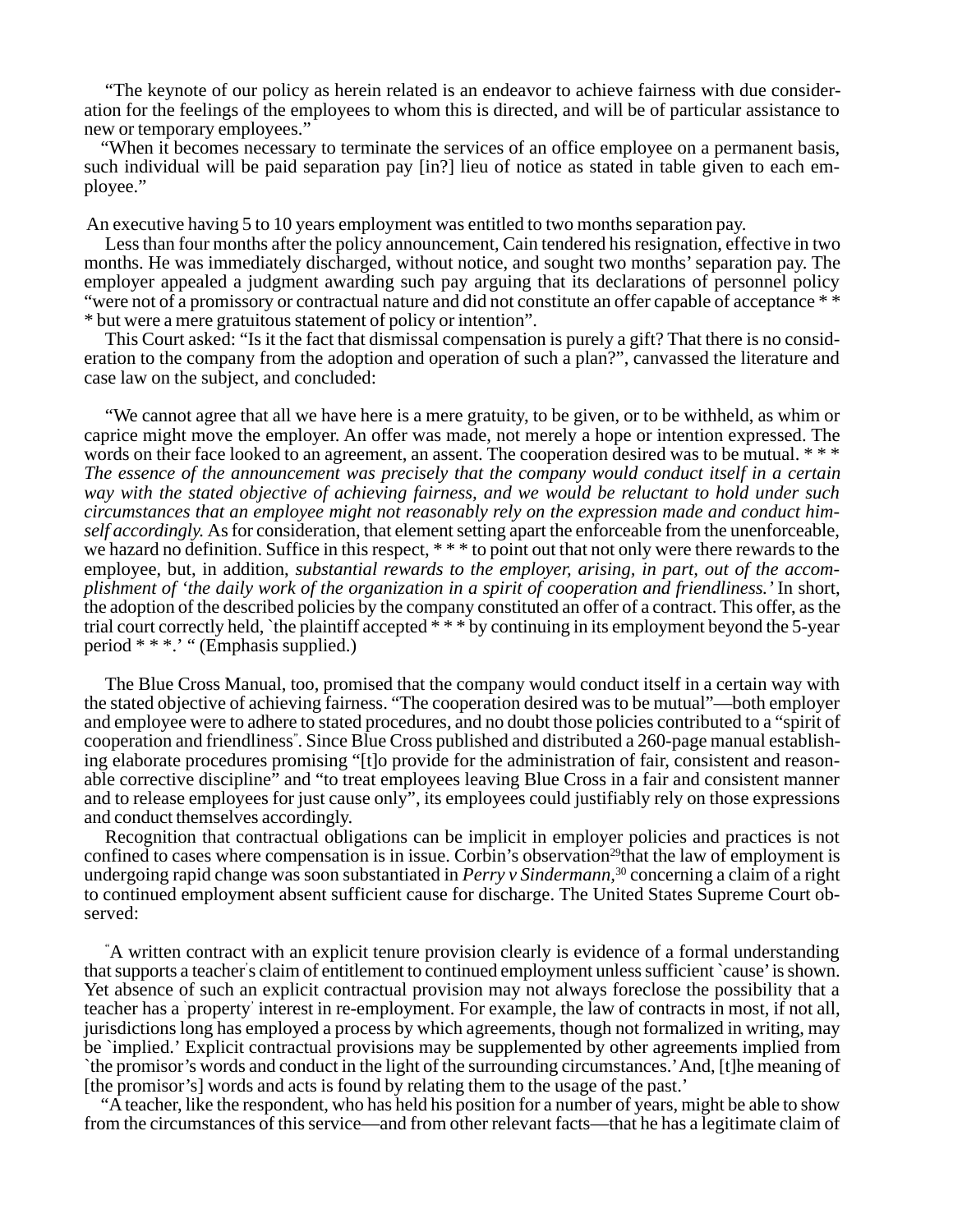"The keynote of our policy as herein related is an endeavor to achieve fairness with due consideration for the feelings of the employees to whom this is directed, and will be of particular assistance to new or temporary employees."

"When it becomes necessary to terminate the services of an office employee on a permanent basis, such individual will be paid separation pay [in?] lieu of notice as stated in table given to each employee."

An executive having 5 to 10 years employment was entitled to two months separation pay.

Less than four months after the policy announcement, Cain tendered his resignation, effective in two months. He was immediately discharged, without notice, and sought two months' separation pay. The employer appealed a judgment awarding such pay arguing that its declarations of personnel policy "were not of a promissory or contractual nature and did not constitute an offer capable of acceptance * * * but were a mere gratuitous statement of policy or intention".

This Court asked: "Is it the fact that dismissal compensation is purely a gift? That there is no consideration to the company from the adoption and operation of such a plan?", canvassed the literature and case law on the subject, and concluded:

> "We cannot agree that all we have here is a mere gratuity, to be given, or to be withheld, as whim or caprice might move the employer. An offer was made, not merely a hope or intention expressed. The words on their face looked to an agreement, an assent. The cooperation desired was to be mutual. * * * *The essence of the announcement was precisely that the company would conduct itself in a certain way with the stated objective of achieving fairness, and we would be reluctant to hold under such circumstances that an employee might not reasonably rely on the expression made and conduct himself accordingly.* As for consideration, that element setting apart the enforceable from the unenforceable, we hazard no definition. Suffice in this respect, * * * to point out that not only were there rewards to the employee, but, in addition, *substantial rewards to the employer, arising, in part, out of the accomplishment of 'the daily work of the organization in a spirit of cooperation and friendliness.'* In short, the adoption of the described policies by the company constituted an offer of a contract. This offer, as the trial court correctly held, `the plaintiff accepted * * * by continuing in its employment beyond the 5-year period * * *.' " (Emphasis supplied.)

The Blue Cross Manual, too, promised that the company would conduct itself in a certain way with the stated objective of achieving fairness. "The cooperation desired was to be mutual"—both employer and employee were to adhere to stated procedures, and no doubt those policies contributed to a "spirit of cooperation and friendliness". Since Blue Cross published and distributed a 260-page manual establishing elaborate procedures promising "[t]o provide for the administration of fair, consistent and reasonable corrective discipline" and "to treat employees leaving Blue Cross in a fair and consistent manner and to release employees for just cause only", its employees could justifiably rely on those expressions and conduct themselves accordingly.

Recognition that contractual obligations can be implicit in employer policies and practices is not confined to cases where compensation is in issue. Corbin's observation[29] that the law of employment is undergoing rapid change was soon substantiated in *Perry v Sindermann,*[30] concerning a claim of a right to continued employment absent sufficient cause for discharge. The United States Supreme Court observed:

> "A written contract with an explicit tenure provision clearly is evidence of a formal understanding that supports a teacher's claim of entitlement to continued employment unless sufficient `cause' is shown. Yet absence of such an explicit contractual provision may not always foreclose the possibility that a teacher has a `property' interest in re-employment. For example, the law of contracts in most, if not all, jurisdictions long has employed a process by which agreements, though not formalized in writing, may be `implied.' Explicit contractual provisions may be supplemented by other agreements implied from `the promisor's words and conduct in the light of the surrounding circumstances.' And, [t]he meaning of [the promisor's] words and acts is found by relating them to the usage of the past.'
>
> "A teacher, like the respondent, who has held his position for a number of years, might be able to show from the circumstances of this service—and from other relevant facts—that he has a legitimate claim of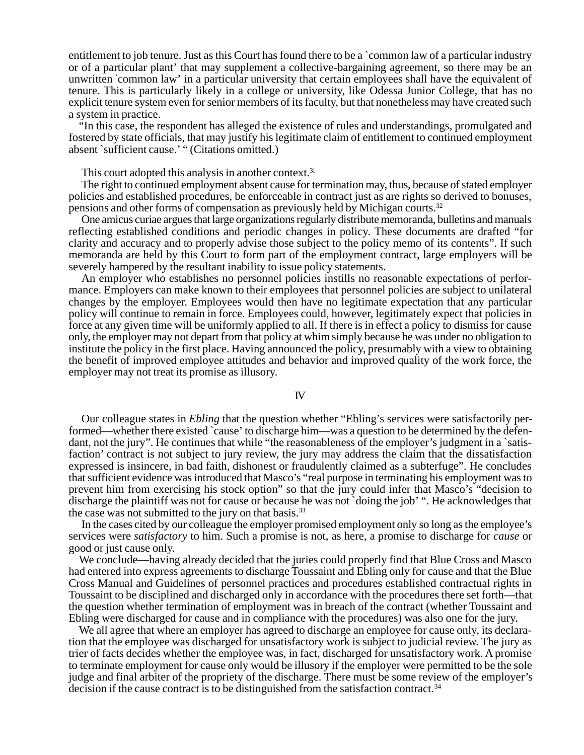entitlement to job tenure. Just as this Court has found there to be a `common law of a particular industry or of a particular plant' that may supplement a collective-bargaining agreement, so there may be an unwritten ́common law' in a particular university that certain employees shall have the equivalent of tenure. This is particularly likely in a college or university, like Odessa Junior College, that has no explicit tenure system even for senior members of its faculty, but that nonetheless may have created such a system in practice.

"In this case, the respondent has alleged the existence of rules and understandings, promulgated and fostered by state officials, that may justify his legitimate claim of entitlement to continued employment absent `sufficient cause.' " (Citations omitted.)

This court adopted this analysis in another context.[31]

The right to continued employment absent cause for termination may, thus, because of stated employer policies and established procedures, be enforceable in contract just as are rights so derived to bonuses, pensions and other forms of compensation as previously held by Michigan courts.[32]

One amicus curiae argues that large organizations regularly distribute memoranda, bulletins and manuals reflecting established conditions and periodic changes in policy. These documents are drafted "for clarity and accuracy and to properly advise those subject to the policy memo of its contents". If such memoranda are held by this Court to form part of the employment contract, large employers will be severely hampered by the resultant inability to issue policy statements.

An employer who establishes no personnel policies instills no reasonable expectations of performance. Employers can make known to their employees that personnel policies are subject to unilateral changes by the employer. Employees would then have no legitimate expectation that any particular policy will continue to remain in force. Employees could, however, legitimately expect that policies in force at any given time will be uniformly applied to all. If there is in effect a policy to dismiss for cause only, the employer may not depart from that policy at whim simply because he was under no obligation to institute the policy in the first place. Having announced the policy, presumably with a view to obtaining the benefit of improved employee attitudes and behavior and improved quality of the work force, the employer may not treat its promise as illusory.

## IV

Our colleague states in *Ebling* that the question whether "Ebling's services were satisfactorily performed—whether there existed `cause' to discharge him—was a question to be determined by the defendant, not the jury". He continues that while "the reasonableness of the employer's judgment in a `satisfaction' contract is not subject to jury review, the jury may address the claim that the dissatisfaction expressed is insincere, in bad faith, dishonest or fraudulently claimed as a subterfuge". He concludes that sufficient evidence was introduced that Masco's "real purpose in terminating his employment was to prevent him from exercising his stock option" so that the jury could infer that Masco's "decision to discharge the plaintiff was not for cause or because he was not `doing the job' ". He acknowledges that the case was not submitted to the jury on that basis.[33]

In the cases cited by our colleague the employer promised employment only so long as the employee's services were *satisfactory* to him. Such a promise is not, as here, a promise to discharge for *cause* or good or just cause only.

We conclude—having already decided that the juries could properly find that Blue Cross and Masco had entered into express agreements to discharge Toussaint and Ebling only for cause and that the Blue Cross Manual and Guidelines of personnel practices and procedures established contractual rights in Toussaint to be disciplined and discharged only in accordance with the procedures there set forth—that the question whether termination of employment was in breach of the contract (whether Toussaint and Ebling were discharged for cause and in compliance with the procedures) was also one for the jury.

We all agree that where an employer has agreed to discharge an employee for cause only, its declaration that the employee was discharged for unsatisfactory work is subject to judicial review. The jury as trier of facts decides whether the employee was, in fact, discharged for unsatisfactory work. A promise to terminate employment for cause only would be illusory if the employer were permitted to be the sole judge and final arbiter of the propriety of the discharge. There must be some review of the employer's decision if the cause contract is to be distinguished from the satisfaction contract.[34]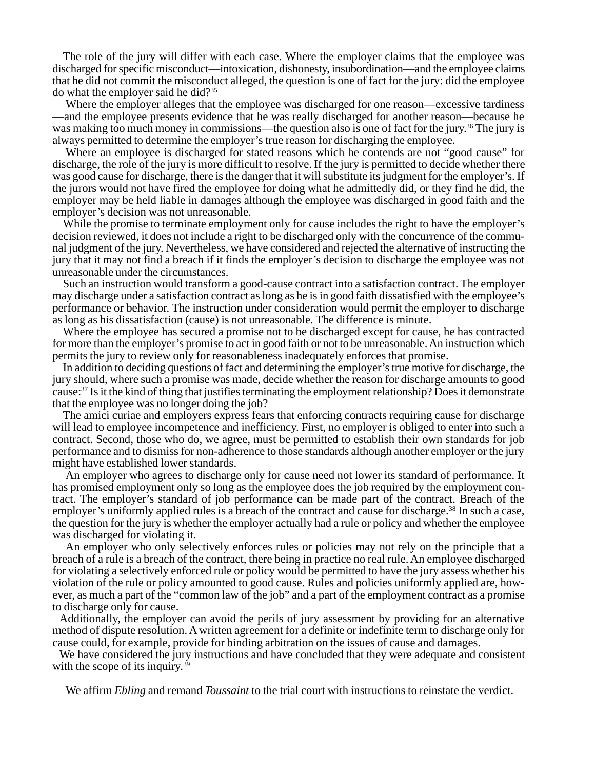The role of the jury will differ with each case. Where the employer claims that the employee was discharged for specific misconduct—intoxication, dishonesty, insubordination—and the employee claims that he did not commit the misconduct alleged, the question is one of fact for the jury: did the employee do what the employer said he did?[35]

Where the employer alleges that the employee was discharged for one reason—excessive tardiness —and the employee presents evidence that he was really discharged for another reason—because he was making too much money in commissions—the question also is one of fact for the jury.[36] The jury is always permitted to determine the employer's true reason for discharging the employee.

Where an employee is discharged for stated reasons which he contends are not "good cause" for discharge, the role of the jury is more difficult to resolve. If the jury is permitted to decide whether there was good cause for discharge, there is the danger that it will substitute its judgment for the employer's. If the jurors would not have fired the employee for doing what he admittedly did, or they find he did, the employer may be held liable in damages although the employee was discharged in good faith and the employer's decision was not unreasonable.

While the promise to terminate employment only for cause includes the right to have the employer's decision reviewed, it does not include a right to be discharged only with the concurrence of the communal judgment of the jury. Nevertheless, we have considered and rejected the alternative of instructing the jury that it may not find a breach if it finds the employer's decision to discharge the employee was not unreasonable under the circumstances.

Such an instruction would transform a good-cause contract into a satisfaction contract. The employer may discharge under a satisfaction contract as long as he is in good faith dissatisfied with the employee's performance or behavior. The instruction under consideration would permit the employer to discharge as long as his dissatisfaction (cause) is not unreasonable. The difference is minute.

Where the employee has secured a promise not to be discharged except for cause, he has contracted for more than the employer's promise to act in good faith or not to be unreasonable. An instruction which permits the jury to review only for reasonableness inadequately enforces that promise.

In addition to deciding questions of fact and determining the employer's true motive for discharge, the jury should, where such a promise was made, decide whether the reason for discharge amounts to good cause:[37] Is it the kind of thing that justifies terminating the employment relationship? Does it demonstrate that the employee was no longer doing the job?

The amici curiae and employers express fears that enforcing contracts requiring cause for discharge will lead to employee incompetence and inefficiency. First, no employer is obliged to enter into such a contract. Second, those who do, we agree, must be permitted to establish their own standards for job performance and to dismiss for non-adherence to those standards although another employer or the jury might have established lower standards.

An employer who agrees to discharge only for cause need not lower its standard of performance. It has promised employment only so long as the employee does the job required by the employment contract. The employer's standard of job performance can be made part of the contract. Breach of the employer's uniformly applied rules is a breach of the contract and cause for discharge.[38] In such a case, the question for the jury is whether the employer actually had a rule or policy and whether the employee was discharged for violating it.

An employer who only selectively enforces rules or policies may not rely on the principle that a breach of a rule is a breach of the contract, there being in practice no real rule. An employee discharged for violating a selectively enforced rule or policy would be permitted to have the jury assess whether his violation of the rule or policy amounted to good cause. Rules and policies uniformly applied are, however, as much a part of the "common law of the job" and a part of the employment contract as a promise to discharge only for cause.

Additionally, the employer can avoid the perils of jury assessment by providing for an alternative method of dispute resolution. A written agreement for a definite or indefinite term to discharge only for cause could, for example, provide for binding arbitration on the issues of cause and damages.

We have considered the jury instructions and have concluded that they were adequate and consistent with the scope of its inquiry.[39]

We affirm *Ebling* and remand *Toussaint* to the trial court with instructions to reinstate the verdict.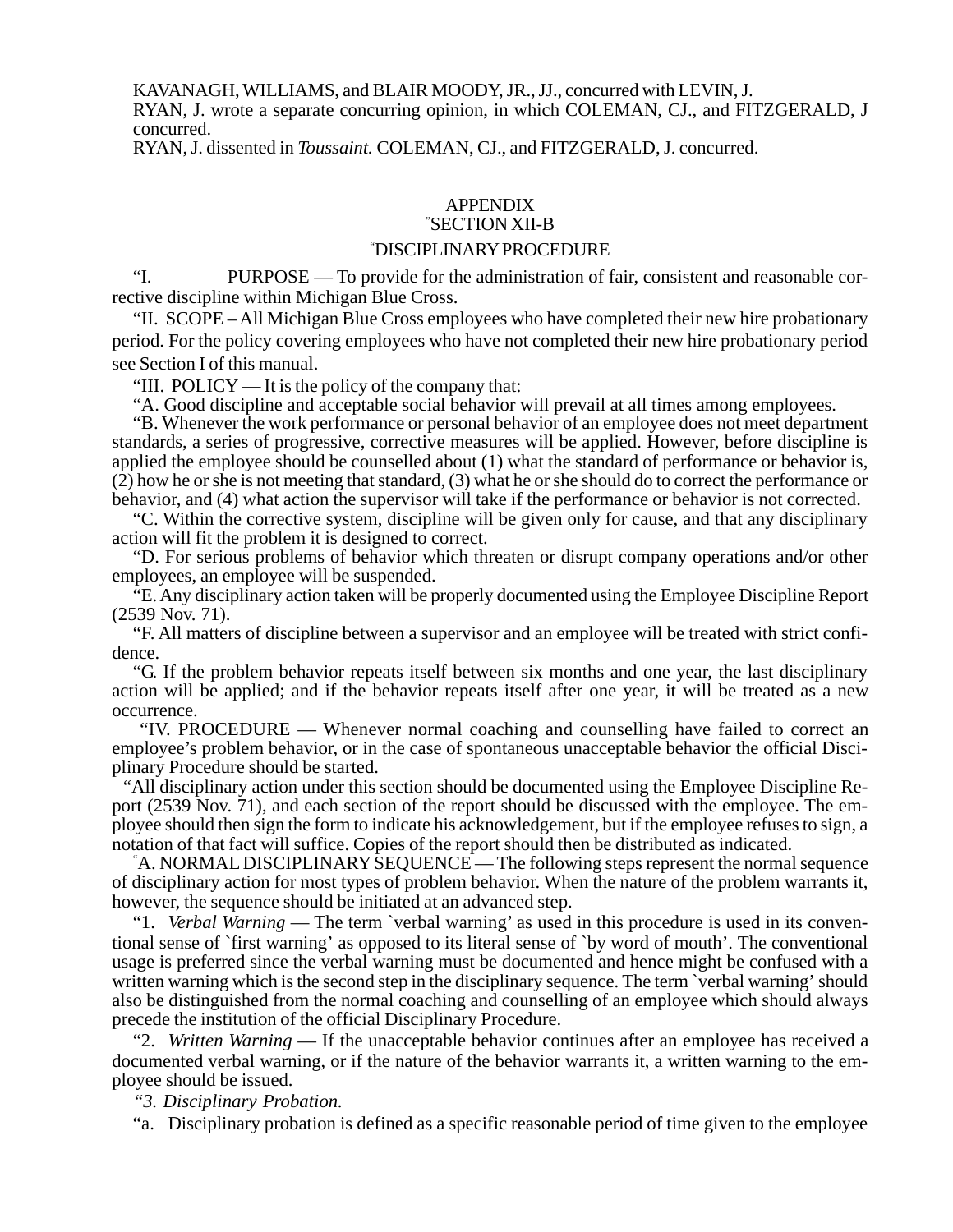KAVANAGH, WILLIAMS, and BLAIR MOODY, JR., JJ., concurred with LEVIN, J.

RYAN, J. wrote a separate concurring opinion, in which COLEMAN, CJ., and FITZGERALD, J concurred.

RYAN, J. dissented in *Toussaint.* COLEMAN, CJ., and FITZGERALD, J. concurred.

## APPENDIX

### "SECTION XII-B

### "DISCIPLINARY PROCEDURE

"I. PURPOSE — To provide for the administration of fair, consistent and reasonable corrective discipline within Michigan Blue Cross.

"II. SCOPE – All Michigan Blue Cross employees who have completed their new hire probationary period. For the policy covering employees who have not completed their new hire probationary period see Section I of this manual.

"III. POLICY — It is the policy of the company that:

"A. Good discipline and acceptable social behavior will prevail at all times among employees.

"B. Whenever the work performance or personal behavior of an employee does not meet department standards, a series of progressive, corrective measures will be applied. However, before discipline is applied the employee should be counselled about (1) what the standard of performance or behavior is, (2) how he or she is not meeting that standard, (3) what he or she should do to correct the performance or behavior, and (4) what action the supervisor will take if the performance or behavior is not corrected.

"C. Within the corrective system, discipline will be given only for cause, and that any disciplinary action will fit the problem it is designed to correct.

"D. For serious problems of behavior which threaten or disrupt company operations and/or other employees, an employee will be suspended.

"E. Any disciplinary action taken will be properly documented using the Employee Discipline Report (2539 Nov. 71).

"F. All matters of discipline between a supervisor and an employee will be treated with strict confidence.

"G. If the problem behavior repeats itself between six months and one year, the last disciplinary action will be applied; and if the behavior repeats itself after one year, it will be treated as a new occurrence.

"IV. PROCEDURE — Whenever normal coaching and counselling have failed to correct an employee's problem behavior, or in the case of spontaneous unacceptable behavior the official Disciplinary Procedure should be started.

"All disciplinary action under this section should be documented using the Employee Discipline Report (2539 Nov. 71), and each section of the report should be discussed with the employee. The employee should then sign the form to indicate his acknowledgement, but if the employee refuses to sign, a notation of that fact will suffice. Copies of the report should then be distributed as indicated.

"A. NORMAL DISCIPLINARY SEQUENCE — The following steps represent the normal sequence of disciplinary action for most types of problem behavior. When the nature of the problem warrants it, however, the sequence should be initiated at an advanced step.

"1. *Verbal Warning* — The term `verbal warning' as used in this procedure is used in its conventional sense of `first warning' as opposed to its literal sense of `by word of mouth'. The conventional usage is preferred since the verbal warning must be documented and hence might be confused with a written warning which is the second step in the disciplinary sequence. The term `verbal warning' should also be distinguished from the normal coaching and counselling of an employee which should always precede the institution of the official Disciplinary Procedure.

"2. *Written Warning* — If the unacceptable behavior continues after an employee has received a documented verbal warning, or if the nature of the behavior warrants it, a written warning to the employee should be issued.

*"3. Disciplinary Probation.*

"a. Disciplinary probation is defined as a specific reasonable period of time given to the employee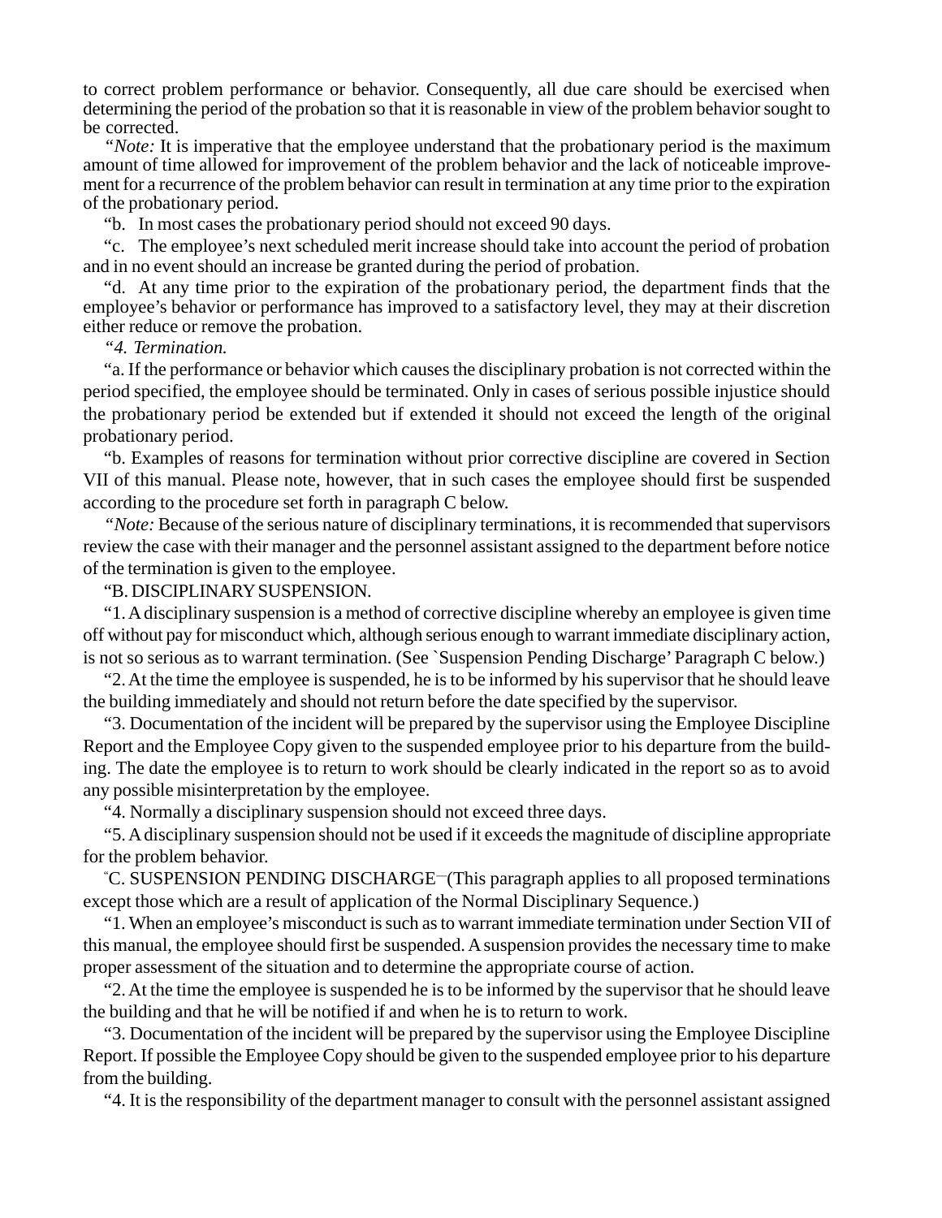to correct problem performance or behavior. Consequently, all due care should be exercised when determining the period of the probation so that it is reasonable in view of the problem behavior sought to be corrected.

"*Note:* It is imperative that the employee understand that the probationary period is the maximum amount of time allowed for improvement of the problem behavior and the lack of noticeable improvement for a recurrence of the problem behavior can result in termination at any time prior to the expiration of the probationary period.

"b. In most cases the probationary period should not exceed 90 days.

"c. The employee's next scheduled merit increase should take into account the period of probation and in no event should an increase be granted during the period of probation.

"d. At any time prior to the expiration of the probationary period, the department finds that the employee's behavior or performance has improved to a satisfactory level, they may at their discretion either reduce or remove the probation.

"*4. Termination.*

"a. If the performance or behavior which causes the disciplinary probation is not corrected within the period specified, the employee should be terminated. Only in cases of serious possible injustice should the probationary period be extended but if extended it should not exceed the length of the original probationary period.

"b. Examples of reasons for termination without prior corrective discipline are covered in Section VII of this manual. Please note, however, that in such cases the employee should first be suspended according to the procedure set forth in paragraph C below.

"*Note:* Because of the serious nature of disciplinary terminations, it is recommended that supervisors review the case with their manager and the personnel assistant assigned to the department before notice of the termination is given to the employee.

"B. DISCIPLINARY SUSPENSION.

"1. A disciplinary suspension is a method of corrective discipline whereby an employee is given time off without pay for misconduct which, although serious enough to warrant immediate disciplinary action, is not so serious as to warrant termination. (See `Suspension Pending Discharge' Paragraph C below.)

"2. At the time the employee is suspended, he is to be informed by his supervisor that he should leave the building immediately and should not return before the date specified by the supervisor.

"3. Documentation of the incident will be prepared by the supervisor using the Employee Discipline Report and the Employee Copy given to the suspended employee prior to his departure from the building. The date the employee is to return to work should be clearly indicated in the report so as to avoid any possible misinterpretation by the employee.

"4. Normally a disciplinary suspension should not exceed three days.

"5. A disciplinary suspension should not be used if it exceeds the magnitude of discipline appropriate for the problem behavior.

"C. SUSPENSION PENDING DISCHARGE—(This paragraph applies to all proposed terminations except those which are a result of application of the Normal Disciplinary Sequence.)

"1. When an employee's misconduct is such as to warrant immediate termination under Section VII of this manual, the employee should first be suspended. A suspension provides the necessary time to make proper assessment of the situation and to determine the appropriate course of action.

"2. At the time the employee is suspended he is to be informed by the supervisor that he should leave the building and that he will be notified if and when he is to return to work.

"3. Documentation of the incident will be prepared by the supervisor using the Employee Discipline Report. If possible the Employee Copy should be given to the suspended employee prior to his departure from the building.

"4. It is the responsibility of the department manager to consult with the personnel assistant assigned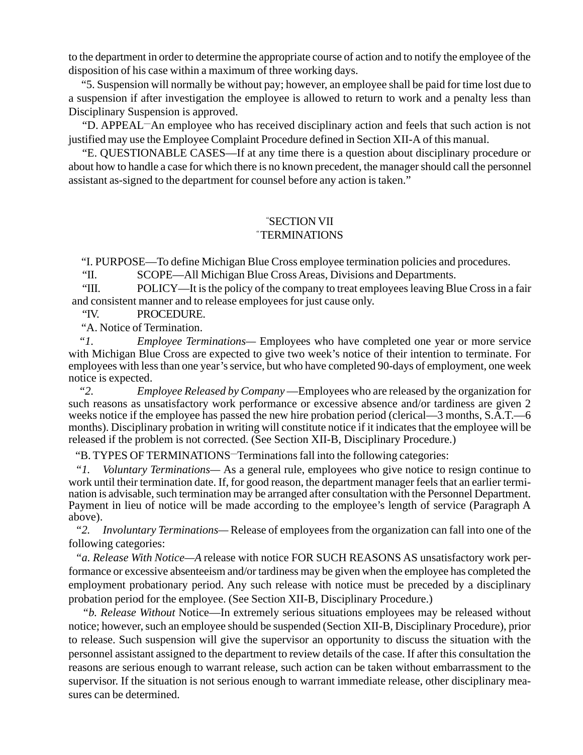to the department in order to determine the appropriate course of action and to notify the employee of the disposition of his case within a maximum of three working days.

"5. Suspension will normally be without pay; however, an employee shall be paid for time lost due to a suspension if after investigation the employee is allowed to return to work and a penalty less than Disciplinary Suspension is approved.

"D. APPEAL—An employee who has received disciplinary action and feels that such action is not justified may use the Employee Complaint Procedure defined in Section XII-A of this manual.

"E. QUESTIONABLE CASES—If at any time there is a question about disciplinary procedure or about how to handle a case for which there is no known precedent, the manager should call the personnel assistant as-signed to the department for counsel before any action is taken."

"SECTION VII

"TERMINATIONS

"I. PURPOSE—To define Michigan Blue Cross employee termination policies and procedures.

"II. SCOPE—All Michigan Blue Cross Areas, Divisions and Departments.

"III. POLICY—It is the policy of the company to treat employees leaving Blue Cross in a fair and consistent manner and to release employees for just cause only.

"IV. PROCEDURE.

"A. Notice of Termination.

*"1. Employee Terminations*— Employees who have completed one year or more service with Michigan Blue Cross are expected to give two week's notice of their intention to terminate. For employees with less than one year's service, but who have completed 90-days of employment, one week notice is expected.

*"2. Employee Released by Company* —Employees who are released by the organization for such reasons as unsatisfactory work performance or excessive absence and/or tardiness are given 2 weeks notice if the employee has passed the new hire probation period (clerical—3 months, S.A.T.—6 months). Disciplinary probation in writing will constitute notice if it indicates that the employee will be released if the problem is not corrected. (See Section XII-B, Disciplinary Procedure.)

"B. TYPES OF TERMINATIONS—Terminations fall into the following categories:

*"1. Voluntary Terminations*— As a general rule, employees who give notice to resign continue to work until their termination date. If, for good reason, the department manager feels that an earlier termination is advisable, such termination may be arranged after consultation with the Personnel Department. Payment in lieu of notice will be made according to the employee's length of service (Paragraph A above).

*"2. Involuntary Terminations*— Release of employees from the organization can fall into one of the following categories:

*"a. Release With Notice—A* release with notice FOR SUCH REASONS AS unsatisfactory work performance or excessive absenteeism and/or tardiness may be given when the employee has completed the employment probationary period. Any such release with notice must be preceded by a disciplinary probation period for the employee. (See Section XII-B, Disciplinary Procedure.)

*"b. Release Without* Notice—In extremely serious situations employees may be released without notice; however, such an employee should be suspended (Section XII-B, Disciplinary Procedure), prior to release. Such suspension will give the supervisor an opportunity to discuss the situation with the personnel assistant assigned to the department to review details of the case. If after this consultation the reasons are serious enough to warrant release, such action can be taken without embarrassment to the supervisor. If the situation is not serious enough to warrant immediate release, other disciplinary measures can be determined.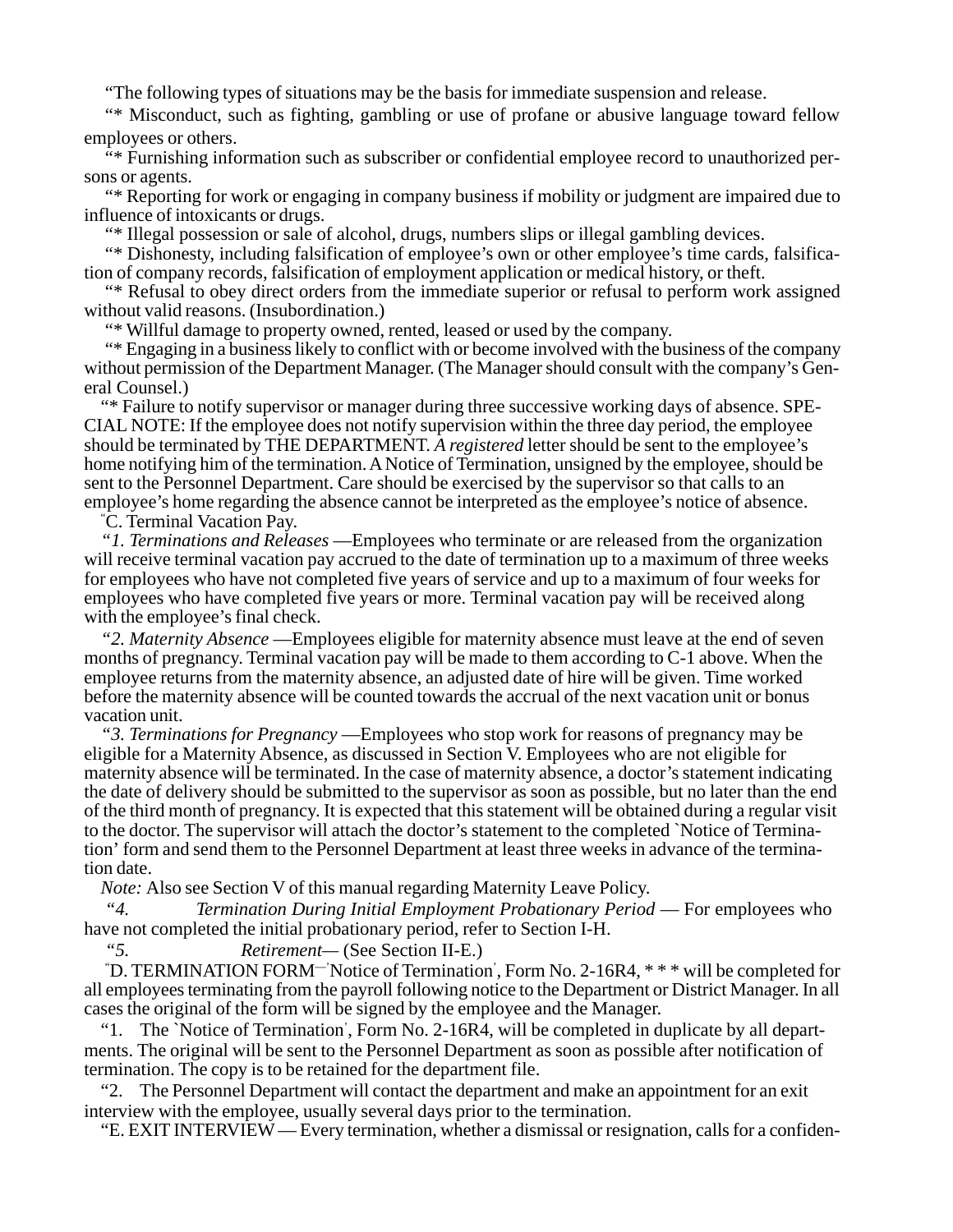"The following types of situations may be the basis for immediate suspension and release.

"* Misconduct, such as fighting, gambling or use of profane or abusive language toward fellow employees or others.

"* Furnishing information such as subscriber or confidential employee record to unauthorized persons or agents.

"* Reporting for work or engaging in company business if mobility or judgment are impaired due to influence of intoxicants or drugs.

"* Illegal possession or sale of alcohol, drugs, numbers slips or illegal gambling devices.

"* Dishonesty, including falsification of employee's own or other employee's time cards, falsification of company records, falsification of employment application or medical history, or theft.

"* Refusal to obey direct orders from the immediate superior or refusal to perform work assigned without valid reasons. (Insubordination.)

"* Willful damage to property owned, rented, leased or used by the company.

"* Engaging in a business likely to conflict with or become involved with the business of the company without permission of the Department Manager. (The Manager should consult with the company's General Counsel.)

"* Failure to notify supervisor or manager during three successive working days of absence. SPECIAL NOTE: If the employee does not notify supervision within the three day period, the employee should be terminated by THE DEPARTMENT. *A registered* letter should be sent to the employee's home notifying him of the termination. A Notice of Termination, unsigned by the employee, should be sent to the Personnel Department. Care should be exercised by the supervisor so that calls to an employee's home regarding the absence cannot be interpreted as the employee's notice of absence.

"C. Terminal Vacation Pay.

"*1. Terminations and Releases* —Employees who terminate or are released from the organization will receive terminal vacation pay accrued to the date of termination up to a maximum of three weeks for employees who have not completed five years of service and up to a maximum of four weeks for employees who have completed five years or more. Terminal vacation pay will be received along with the employee's final check.

"*2. Maternity Absence* —Employees eligible for maternity absence must leave at the end of seven months of pregnancy. Terminal vacation pay will be made to them according to C-1 above. When the employee returns from the maternity absence, an adjusted date of hire will be given. Time worked before the maternity absence will be counted towards the accrual of the next vacation unit or bonus vacation unit.

"*3. Terminations for Pregnancy* —Employees who stop work for reasons of pregnancy may be eligible for a Maternity Absence, as discussed in Section V. Employees who are not eligible for maternity absence will be terminated. In the case of maternity absence, a doctor's statement indicating the date of delivery should be submitted to the supervisor as soon as possible, but no later than the end of the third month of pregnancy. It is expected that this statement will be obtained during a regular visit to the doctor. The supervisor will attach the doctor's statement to the completed `Notice of Termination' form and send them to the Personnel Department at least three weeks in advance of the termination date.

*Note:* Also see Section V of this manual regarding Maternity Leave Policy.

"*4. Termination During Initial Employment Probationary Period* — For employees who have not completed the initial probationary period, refer to Section I-H.

"*5. Retirement*— (See Section II-E.)

"D. TERMINATION FORM—'Notice of Termination', Form No. 2-16R4, * * * will be completed for all employees terminating from the payroll following notice to the Department or District Manager. In all cases the original of the form will be signed by the employee and the Manager.

"1. The `Notice of Termination', Form No. 2-16R4, will be completed in duplicate by all departments. The original will be sent to the Personnel Department as soon as possible after notification of termination. The copy is to be retained for the department file.

"2. The Personnel Department will contact the department and make an appointment for an exit interview with the employee, usually several days prior to the termination.

"E. EXIT INTERVIEW — Every termination, whether a dismissal or resignation, calls for a confiden-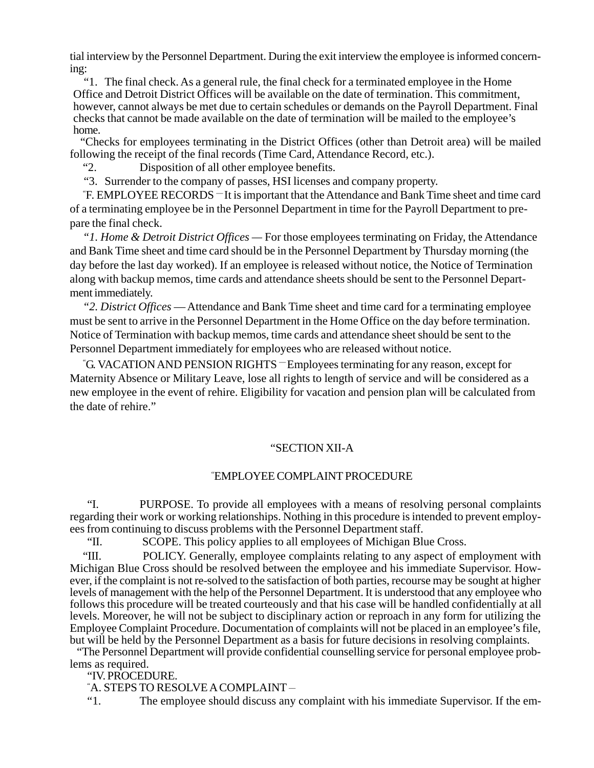tial interview by the Personnel Department. During the exit interview the employee is informed concerning:

"1. The final check. As a general rule, the final check for a terminated employee in the Home Office and Detroit District Offices will be available on the date of termination. This commitment, however, cannot always be met due to certain schedules or demands on the Payroll Department. Final checks that cannot be made available on the date of termination will be mailed to the employee's home.

"Checks for employees terminating in the District Offices (other than Detroit area) will be mailed following the receipt of the final records (Time Card, Attendance Record, etc.).

"2. Disposition of all other employee benefits.

"3. Surrender to the company of passes, HSI licenses and company property.

"F. EMPLOYEE RECORDS — It is important that the Attendance and Bank Time sheet and time card of a terminating employee be in the Personnel Department in time for the Payroll Department to prepare the final check.

*"1. Home & Detroit District Offices* — For those employees terminating on Friday, the Attendance and Bank Time sheet and time card should be in the Personnel Department by Thursday morning (the day before the last day worked). If an employee is released without notice, the Notice of Termination along with backup memos, time cards and attendance sheets should be sent to the Personnel Department immediately.

*"2. District Offices* — Attendance and Bank Time sheet and time card for a terminating employee must be sent to arrive in the Personnel Department in the Home Office on the day before termination. Notice of Termination with backup memos, time cards and attendance sheet should be sent to the Personnel Department immediately for employees who are released without notice.

"G. VACATION AND PENSION RIGHTS — Employees terminating for any reason, except for Maternity Absence or Military Leave, lose all rights to length of service and will be considered as a new employee in the event of rehire. Eligibility for vacation and pension plan will be calculated from the date of rehire."

"SECTION XII-A

"EMPLOYEE COMPLAINT PROCEDURE

"I. PURPOSE. To provide all employees with a means of resolving personal complaints regarding their work or working relationships. Nothing in this procedure is intended to prevent employees from continuing to discuss problems with the Personnel Department staff.

"II. SCOPE. This policy applies to all employees of Michigan Blue Cross.

"III. POLICY. Generally, employee complaints relating to any aspect of employment with Michigan Blue Cross should be resolved between the employee and his immediate Supervisor. However, if the complaint is not re-solved to the satisfaction of both parties, recourse may be sought at higher levels of management with the help of the Personnel Department. It is understood that any employee who follows this procedure will be treated courteously and that his case will be handled confidentially at all levels. Moreover, he will not be subject to disciplinary action or reproach in any form for utilizing the Employee Complaint Procedure. Documentation of complaints will not be placed in an employee's file, but will be held by the Personnel Department as a basis for future decisions in resolving complaints.

"The Personnel Department will provide confidential counselling service for personal employee problems as required.

"IV. PROCEDURE.

"A. STEPS TO RESOLVE A COMPLAINT –

"1. The employee should discuss any complaint with his immediate Supervisor. If the em-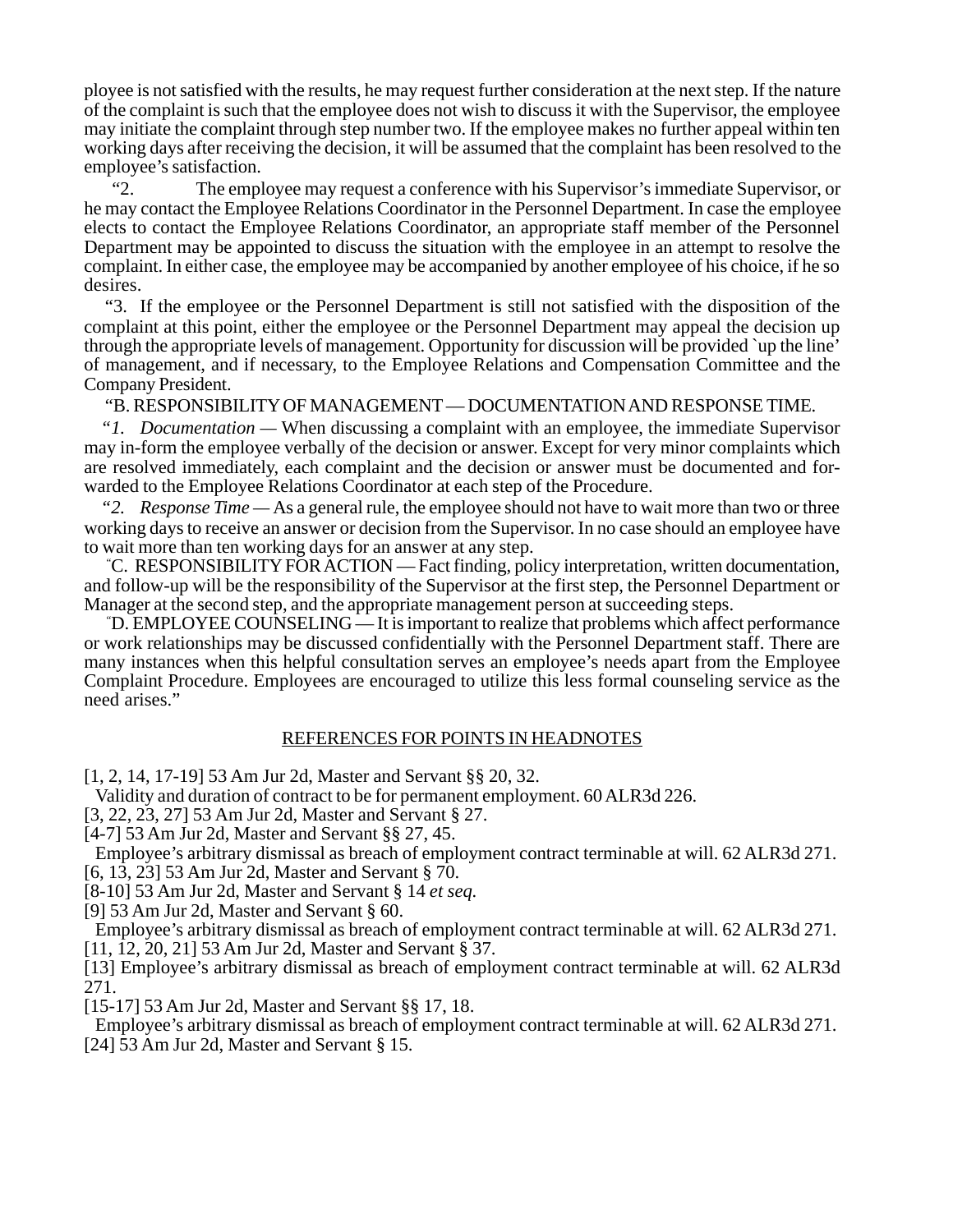ployee is not satisfied with the results, he may request further consideration at the next step. If the nature of the complaint is such that the employee does not wish to discuss it with the Supervisor, the employee may initiate the complaint through step number two. If the employee makes no further appeal within ten working days after receiving the decision, it will be assumed that the complaint has been resolved to the employee's satisfaction.

"2. The employee may request a conference with his Supervisor's immediate Supervisor, or he may contact the Employee Relations Coordinator in the Personnel Department. In case the employee elects to contact the Employee Relations Coordinator, an appropriate staff member of the Personnel Department may be appointed to discuss the situation with the employee in an attempt to resolve the complaint. In either case, the employee may be accompanied by another employee of his choice, if he so desires.

"3. If the employee or the Personnel Department is still not satisfied with the disposition of the complaint at this point, either the employee or the Personnel Department may appeal the decision up through the appropriate levels of management. Opportunity for discussion will be provided `up the line' of management, and if necessary, to the Employee Relations and Compensation Committee and the Company President.

"B. RESPONSIBILITY OF MANAGEMENT — DOCUMENTATION AND RESPONSE TIME.

"*1. Documentation* — When discussing a complaint with an employee, the immediate Supervisor may in-form the employee verbally of the decision or answer. Except for very minor complaints which are resolved immediately, each complaint and the decision or answer must be documented and forwarded to the Employee Relations Coordinator at each step of the Procedure.

"*2. Response Time* — As a general rule, the employee should not have to wait more than two or three working days to receive an answer or decision from the Supervisor. In no case should an employee have to wait more than ten working days for an answer at any step.

"C. RESPONSIBILITY FOR ACTION — Fact finding, policy interpretation, written documentation, and follow-up will be the responsibility of the Supervisor at the first step, the Personnel Department or Manager at the second step, and the appropriate management person at succeeding steps.

"D. EMPLOYEE COUNSELING — It is important to realize that problems which affect performance or work relationships may be discussed confidentially with the Personnel Department staff. There are many instances when this helpful consultation serves an employee's needs apart from the Employee Complaint Procedure. Employees are encouraged to utilize this less formal counseling service as the need arises."

## REFERENCES FOR POINTS IN HEADNOTES

[1, 2, 14, 17-19] 53 Am Jur 2d, Master and Servant §§ 20, 32.
Validity and duration of contract to be for permanent employment. 60 ALR3d 226.

[3, 22, 23, 27] 53 Am Jur 2d, Master and Servant § 27.

[4-7] 53 Am Jur 2d, Master and Servant §§ 27, 45.
Employee's arbitrary dismissal as breach of employment contract terminable at will. 62 ALR3d 271.

[6, 13, 23] 53 Am Jur 2d, Master and Servant § 70.

[8-10] 53 Am Jur 2d, Master and Servant § 14 *et seq.*

[9] 53 Am Jur 2d, Master and Servant § 60.
Employee's arbitrary dismissal as breach of employment contract terminable at will. 62 ALR3d 271.

[11, 12, 20, 21] 53 Am Jur 2d, Master and Servant § 37.

[13] Employee's arbitrary dismissal as breach of employment contract terminable at will. 62 ALR3d 271.

[15-17] 53 Am Jur 2d, Master and Servant §§ 17, 18.
Employee's arbitrary dismissal as breach of employment contract terminable at will. 62 ALR3d 271.

[24] 53 Am Jur 2d, Master and Servant § 15.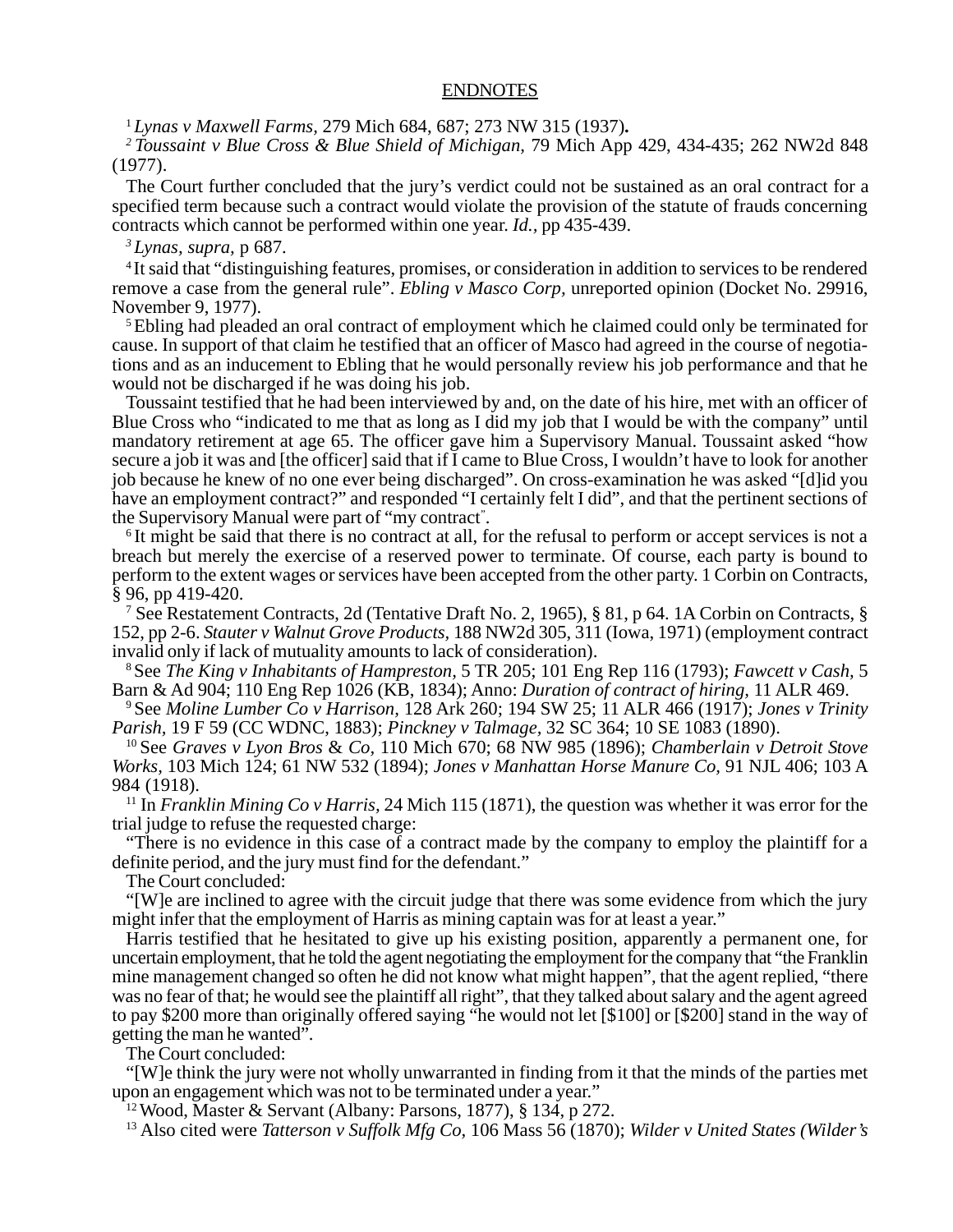## ENDNOTES

[1] *Lynas v Maxwell Farms*, 279 Mich 684, 687; 273 NW 315 (1937)**.**

[2] *Toussaint v Blue Cross & Blue Shield of Michigan,* 79 Mich App 429, 434-435; 262 NW2d 848 (1977).

The Court further concluded that the jury's verdict could not be sustained as an oral contract for a specified term because such a contract would violate the provision of the statute of frauds concerning contracts which cannot be performed within one year. *Id.,* pp 435-439.

[3] *Lynas, supra,* p 687.

[4] It said that "distinguishing features, promises, or consideration in addition to services to be rendered remove a case from the general rule". *Ebling v Masco Corp*, unreported opinion (Docket No. 29916, November 9, 1977).

[5] Ebling had pleaded an oral contract of employment which he claimed could only be terminated for cause. In support of that claim he testified that an officer of Masco had agreed in the course of negotiations and as an inducement to Ebling that he would personally review his job performance and that he would not be discharged if he was doing his job.

Toussaint testified that he had been interviewed by and, on the date of his hire, met with an officer of Blue Cross who "indicated to me that as long as I did my job that I would be with the company" until mandatory retirement at age 65. The officer gave him a Supervisory Manual. Toussaint asked "how secure a job it was and [the officer] said that if I came to Blue Cross, I wouldn't have to look for another job because he knew of no one ever being discharged". On cross-examination he was asked "[d]id you have an employment contract?" and responded "I certainly felt I did", and that the pertinent sections of the Supervisory Manual were part of "my contract".

[6] It might be said that there is no contract at all, for the refusal to perform or accept services is not a breach but merely the exercise of a reserved power to terminate. Of course, each party is bound to perform to the extent wages or services have been accepted from the other party. 1 Corbin on Contracts, § 96, pp 419-420.

[7] See Restatement Contracts, 2d (Tentative Draft No. 2, 1965), § 81, p 64. 1A Corbin on Contracts, § 152, pp 2-6. *Stauter v Walnut Grove Products,* 188 NW2d 305, 311 (Iowa, 1971) (employment contract invalid only if lack of mutuality amounts to lack of consideration).

[8] See *The King v Inhabitants of Hampreston,* 5 TR 205; 101 Eng Rep 116 (1793); *Fawcett v Cash,* 5 Barn & Ad 904; 110 Eng Rep 1026 (KB, 1834); Anno: *Duration of contract of hiring,* 11 ALR 469.

[9] See *Moline Lumber Co v Harrison,* 128 Ark 260; 194 SW 25; 11 ALR 466 (1917); *Jones v Trinity Parish,* 19 F 59 (CC WDNC, 1883); *Pinckney v Talmage,* 32 SC 364; 10 SE 1083 (1890).

[10] See *Graves v Lyon Bros* & *Co,* 110 Mich 670; 68 NW 985 (1896); *Chamberlain v Detroit Stove Works,* 103 Mich 124; 61 NW 532 (1894); *Jones v Manhattan Horse Manure Co,* 91 NJL 406; 103 A 984 (1918).

[11] In *Franklin Mining Co v Harris,* 24 Mich 115 (1871), the question was whether it was error for the trial judge to refuse the requested charge:

"There is no evidence in this case of a contract made by the company to employ the plaintiff for a definite period, and the jury must find for the defendant."

The Court concluded:

"[W]e are inclined to agree with the circuit judge that there was some evidence from which the jury might infer that the employment of Harris as mining captain was for at least a year."

Harris testified that he hesitated to give up his existing position, apparently a permanent one, for uncertain employment, that he told the agent negotiating the employment for the company that "the Franklin mine management changed so often he did not know what might happen", that the agent replied, "there was no fear of that; he would see the plaintiff all right", that they talked about salary and the agent agreed to pay $200 more than originally offered saying "he would not let [$100] or [$200] stand in the way of getting the man he wanted".

The Court concluded:

"[W]e think the jury were not wholly unwarranted in finding from it that the minds of the parties met upon an engagement which was not to be terminated under a year."

[12] Wood, Master & Servant (Albany: Parsons, 1877), § 134, p 272.

[13] Also cited were *Tatterson v Suffolk Mfg Co,* 106 Mass 56 (1870); *Wilder v United States (Wilder's*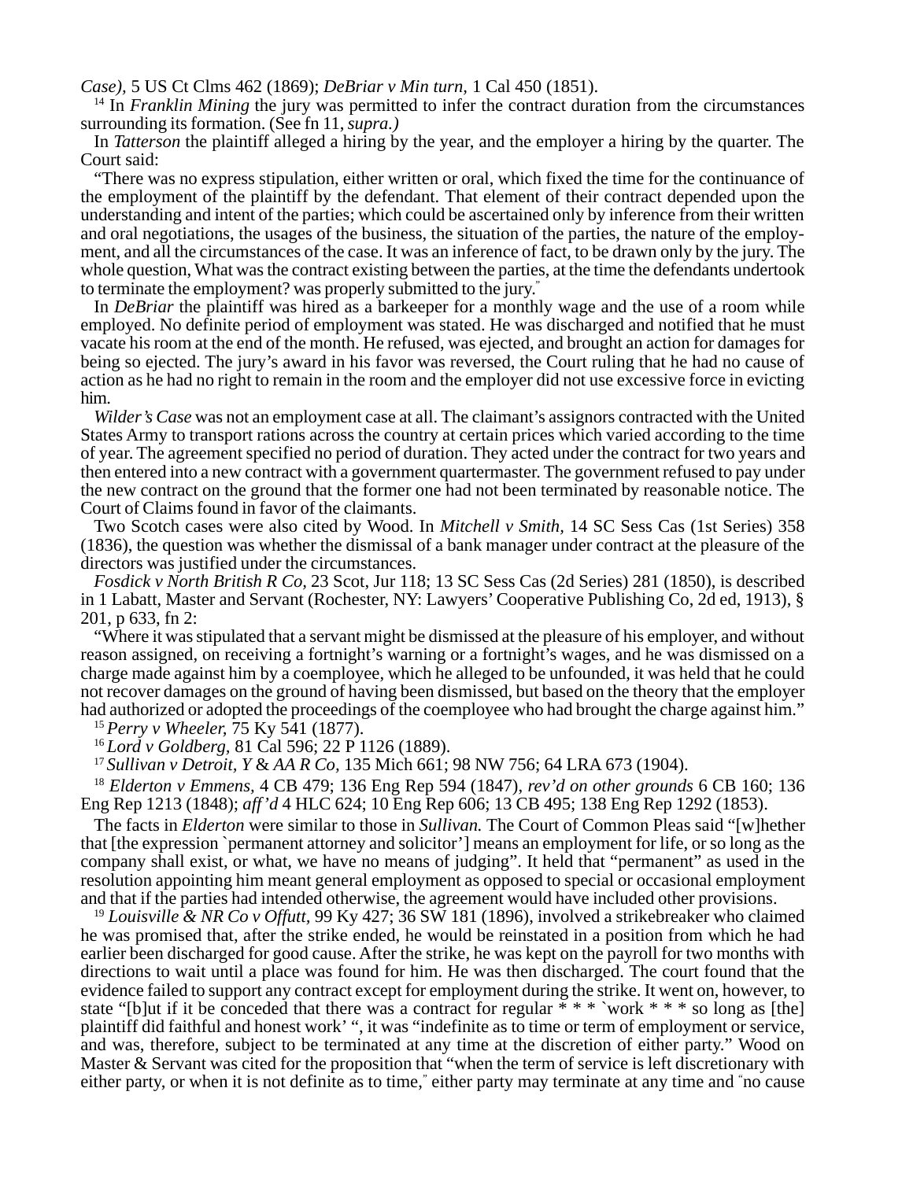*Case),* 5 US Ct Clms 462 (1869); *DeBriar v Min turn,* 1 Cal 450 (1851).

[14] In *Franklin Mining* the jury was permitted to infer the contract duration from the circumstances surrounding its formation. (See fn 11, *supra.)*

In *Tatterson* the plaintiff alleged a hiring by the year, and the employer a hiring by the quarter. The Court said:

"There was no express stipulation, either written or oral, which fixed the time for the continuance of the employment of the plaintiff by the defendant. That element of their contract depended upon the understanding and intent of the parties; which could be ascertained only by inference from their written and oral negotiations, the usages of the business, the situation of the parties, the nature of the employment, and all the circumstances of the case. It was an inference of fact, to be drawn only by the jury. The whole question, What was the contract existing between the parties, at the time the defendants undertook to terminate the employment? was properly submitted to the jury."

In *DeBriar* the plaintiff was hired as a barkeeper for a monthly wage and the use of a room while employed. No definite period of employment was stated. He was discharged and notified that he must vacate his room at the end of the month. He refused, was ejected, and brought an action for damages for being so ejected. The jury's award in his favor was reversed, the Court ruling that he had no cause of action as he had no right to remain in the room and the employer did not use excessive force in evicting him.

*Wilder's Case* was not an employment case at all. The claimant's assignors contracted with the United States Army to transport rations across the country at certain prices which varied according to the time of year. The agreement specified no period of duration. They acted under the contract for two years and then entered into a new contract with a government quartermaster. The government refused to pay under the new contract on the ground that the former one had not been terminated by reasonable notice. The Court of Claims found in favor of the claimants.

Two Scotch cases were also cited by Wood. In *Mitchell v Smith,* 14 SC Sess Cas (1st Series) 358 (1836), the question was whether the dismissal of a bank manager under contract at the pleasure of the directors was justified under the circumstances.

*Fosdick v North British R Co,* 23 Scot, Jur 118; 13 SC Sess Cas (2d Series) 281 (1850), is described in 1 Labatt, Master and Servant (Rochester, NY: Lawyers' Cooperative Publishing Co, 2d ed, 1913), § 201, p 633, fn 2:

"Where it was stipulated that a servant might be dismissed at the pleasure of his employer, and without reason assigned, on receiving a fortnight's warning or a fortnight's wages, and he was dismissed on a charge made against him by a coemployee, which he alleged to be unfounded, it was held that he could not recover damages on the ground of having been dismissed, but based on the theory that the employer had authorized or adopted the proceedings of the coemployee who had brought the charge against him."

[15] *Perry v Wheeler,* 75 Ky 541 (1877).

[16] *Lord v Goldberg,* 81 Cal 596; 22 P 1126 (1889).

[17] *Sullivan v Detroit, Y & AA R Co,* 135 Mich 661; 98 NW 756; 64 LRA 673 (1904).

[18] *Elderton v Emmens,* 4 CB 479; 136 Eng Rep 594 (1847), *rev'd on other grounds* 6 CB 160; 136 Eng Rep 1213 (1848); *aff'd* 4 HLC 624; 10 Eng Rep 606; 13 CB 495; 138 Eng Rep 1292 (1853).

The facts in *Elderton* were similar to those in *Sullivan.* The Court of Common Pleas said "[w]hether that [the expression `permanent attorney and solicitor'] means an employment for life, or so long as the company shall exist, or what, we have no means of judging". It held that "permanent" as used in the resolution appointing him meant general employment as opposed to special or occasional employment and that if the parties had intended otherwise, the agreement would have included other provisions.

[19] *Louisville & NR Co v Offutt,* 99 Ky 427; 36 SW 181 (1896), involved a strikebreaker who claimed he was promised that, after the strike ended, he would be reinstated in a position from which he had earlier been discharged for good cause. After the strike, he was kept on the payroll for two months with directions to wait until a place was found for him. He was then discharged. The court found that the evidence failed to support any contract except for employment during the strike. It went on, however, to state "[b]ut if it be conceded that there was a contract for regular * * * `work * * * so long as [the] plaintiff did faithful and honest work' ", it was "indefinite as to time or term of employment or service, and was, therefore, subject to be terminated at any time at the discretion of either party." Wood on Master & Servant was cited for the proposition that "when the term of service is left discretionary with either party, or when it is not definite as to time," either party may terminate at any time and "no cause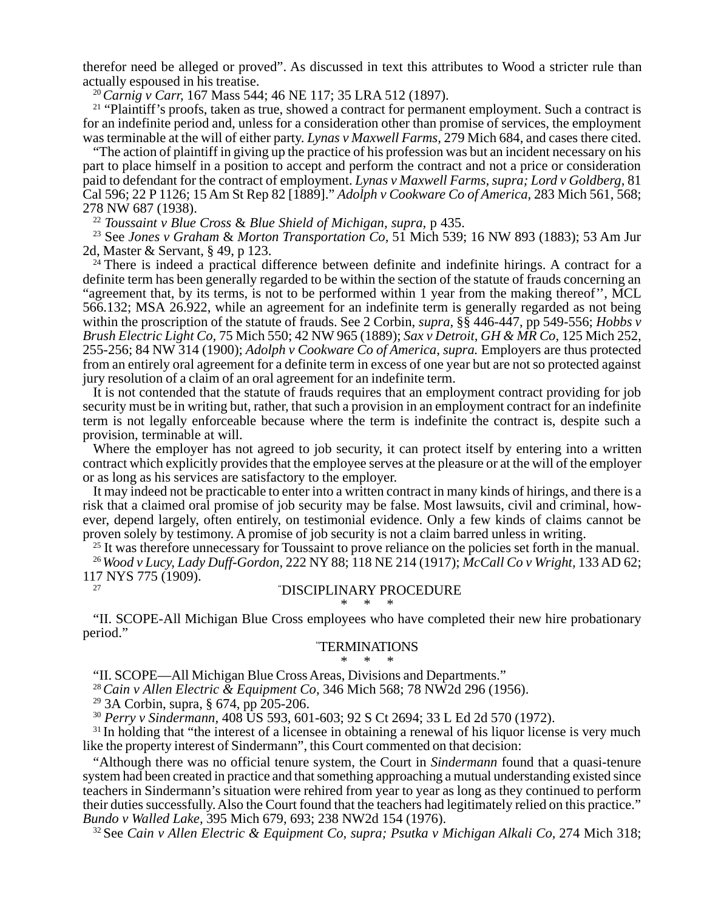therefor need be alleged or proved". As discussed in text this attributes to Wood a stricter rule than actually espoused in his treatise.

[20] *Carnig v Carr,* 167 Mass 544; 46 NE 117; 35 LRA 512 (1897).

[21] "Plaintiff's proofs, taken as true, showed a contract for permanent employment. Such a contract is for an indefinite period and, unless for a consideration other than promise of services, the employment was terminable at the will of either party. *Lynas v Maxwell Farms,* 279 Mich 684, and cases there cited.

"The action of plaintiff in giving up the practice of his profession was but an incident necessary on his part to place himself in a position to accept and perform the contract and not a price or consideration paid to defendant for the contract of employment. *Lynas v Maxwell Farms, supra; Lord v Goldberg,* 81 Cal 596; 22 P 1126; 15 Am St Rep 82 [1889]." *Adolph v Cookware Co of America,* 283 Mich 561, 568; 278 NW 687 (1938).

[22] *Toussaint v Blue Cross* & *Blue Shield of Michigan, supra,* p 435.

[23] See *Jones v Graham* & *Morton Transportation Co,* 51 Mich 539; 16 NW 893 (1883); 53 Am Jur 2d, Master & Servant, § 49, p 123.

[24] There is indeed a practical difference between definite and indefinite hirings. A contract for a definite term has been generally regarded to be within the section of the statute of frauds concerning an "agreement that, by its terms, is not to be performed within 1 year from the making thereof'', MCL 566.132; MSA 26.922, while an agreement for an indefinite term is generally regarded as not being within the proscription of the statute of frauds. See 2 Corbin, *supra,* §§ 446-447, pp 549-556; *Hobbs v Brush Electric Light Co,* 75 Mich 550; 42 NW 965 (1889); *Sax v Detroit, GH & MR Co,* 125 Mich 252, 255-256; 84 NW 314 (1900); *Adolph v Cookware Co of America, supra.* Employers are thus protected from an entirely oral agreement for a definite term in excess of one year but are not so protected against jury resolution of a claim of an oral agreement for an indefinite term.

It is not contended that the statute of frauds requires that an employment contract providing for job security must be in writing but, rather, that such a provision in an employment contract for an indefinite term is not legally enforceable because where the term is indefinite the contract is, despite such a provision, terminable at will.

Where the employer has not agreed to job security, it can protect itself by entering into a written contract which explicitly provides that the employee serves at the pleasure or at the will of the employer or as long as his services are satisfactory to the employer.

It may indeed not be practicable to enter into a written contract in many kinds of hirings, and there is a risk that a claimed oral promise of job security may be false. Most lawsuits, civil and criminal, however, depend largely, often entirely, on testimonial evidence. Only a few kinds of claims cannot be proven solely by testimony. A promise of job security is not a claim barred unless in writing.

[25] It was therefore unnecessary for Toussaint to prove reliance on the policies set forth in the manual.

[26] *Wood v Lucy, Lady Duff-Gordon,* 222 NY 88; 118 NE 214 (1917); *McCall Co v Wright,* 133 AD 62; 117 NYS 775 (1909).

[27] "DISCIPLINARY PROCEDURE

\* \* \*

"II. SCOPE-All Michigan Blue Cross employees who have completed their new hire probationary period."

"TERMINATIONS

\* \* \*

"II. SCOPE—All Michigan Blue Cross Areas, Divisions and Departments."

[28] *Cain v Allen Electric & Equipment Co,* 346 Mich 568; 78 NW2d 296 (1956).

[29] 3A Corbin, supra, § 674, pp 205-206.

[30] *Perry v Sindermann,* 408 US 593, 601-603; 92 S Ct 2694; 33 L Ed 2d 570 (1972).

[31] In holding that "the interest of a licensee in obtaining a renewal of his liquor license is very much like the property interest of Sindermann", this Court commented on that decision:

"Although there was no official tenure system, the Court in *Sindermann* found that a quasi-tenure system had been created in practice and that something approaching a mutual understanding existed since teachers in Sindermann's situation were rehired from year to year as long as they continued to perform their duties successfully. Also the Court found that the teachers had legitimately relied on this practice." *Bundo v Walled Lake,* 395 Mich 679, 693; 238 NW2d 154 (1976).

[32] See *Cain v Allen Electric & Equipment Co, supra; Psutka v Michigan Alkali Co,* 274 Mich 318;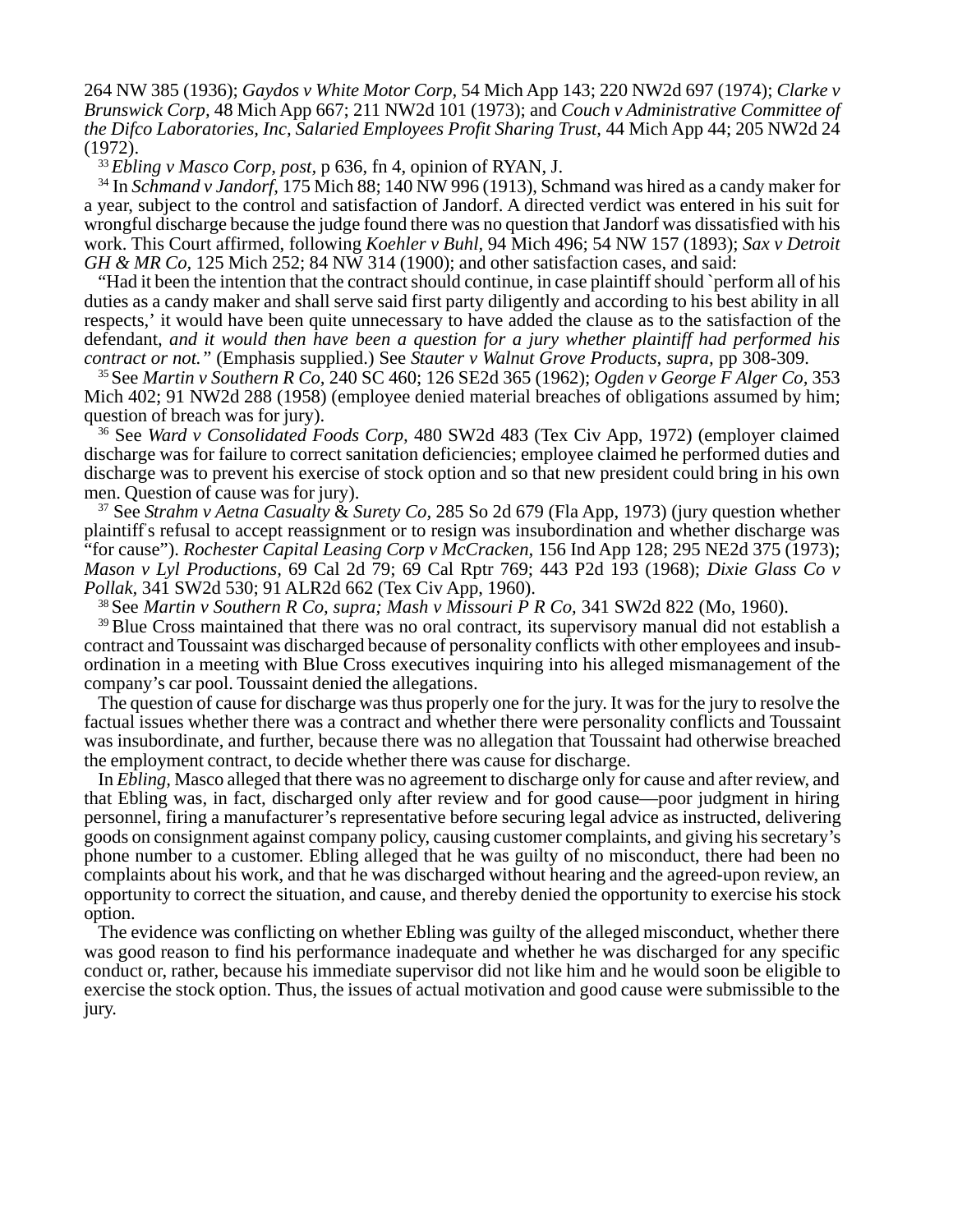264 NW 385 (1936); *Gaydos v White Motor Corp,* 54 Mich App 143; 220 NW2d 697 (1974); *Clarke v Brunswick Corp,* 48 Mich App 667; 211 NW2d 101 (1973); and *Couch v Administrative Committee of the Difco Laboratories, Inc, Salaried Employees Profit Sharing Trust,* 44 Mich App 44; 205 NW2d 24 (1972).

[33] *Ebling v Masco Corp, post,* p 636, fn 4, opinion of RYAN, J.

[34] In *Schmand v Jandorf,* 175 Mich 88; 140 NW 996 (1913), Schmand was hired as a candy maker for a year, subject to the control and satisfaction of Jandorf. A directed verdict was entered in his suit for wrongful discharge because the judge found there was no question that Jandorf was dissatisfied with his work. This Court affirmed, following *Koehler v Buhl,* 94 Mich 496; 54 NW 157 (1893); *Sax v Detroit GH & MR Co,* 125 Mich 252; 84 NW 314 (1900); and other satisfaction cases, and said:

"Had it been the intention that the contract should continue, in case plaintiff should `perform all of his duties as a candy maker and shall serve said first party diligently and according to his best ability in all respects,' it would have been quite unnecessary to have added the clause as to the satisfaction of the defendant, *and it would then have been a question for a jury whether plaintiff had performed his contract or not."* (Emphasis supplied.) See *Stauter v Walnut Grove Products, supra,* pp 308-309.

[35] See *Martin v Southern R Co,* 240 SC 460; 126 SE2d 365 (1962); *Ogden v George F Alger Co,* 353 Mich 402; 91 NW2d 288 (1958) (employee denied material breaches of obligations assumed by him; question of breach was for jury).

[36] See *Ward v Consolidated Foods Corp,* 480 SW2d 483 (Tex Civ App, 1972) (employer claimed discharge was for failure to correct sanitation deficiencies; employee claimed he performed duties and discharge was to prevent his exercise of stock option and so that new president could bring in his own men. Question of cause was for jury).

[37] See *Strahm v Aetna Casualty & Surety Co,* 285 So 2d 679 (Fla App, 1973) (jury question whether plaintiff's refusal to accept reassignment or to resign was insubordination and whether discharge was "for cause"). *Rochester Capital Leasing Corp v McCracken,* 156 Ind App 128; 295 NE2d 375 (1973); *Mason v Lyl Productions,* 69 Cal 2d 79; 69 Cal Rptr 769; 443 P2d 193 (1968); *Dixie Glass Co v Pollak,* 341 SW2d 530; 91 ALR2d 662 (Tex Civ App, 1960).

[38] See *Martin v Southern R Co, supra; Mash v Missouri P R Co,* 341 SW2d 822 (Mo, 1960).

[39] Blue Cross maintained that there was no oral contract, its supervisory manual did not establish a contract and Toussaint was discharged because of personality conflicts with other employees and insubordination in a meeting with Blue Cross executives inquiring into his alleged mismanagement of the company's car pool. Toussaint denied the allegations.

The question of cause for discharge was thus properly one for the jury. It was for the jury to resolve the factual issues whether there was a contract and whether there were personality conflicts and Toussaint was insubordinate, and further, because there was no allegation that Toussaint had otherwise breached the employment contract, to decide whether there was cause for discharge.

In *Ebling,* Masco alleged that there was no agreement to discharge only for cause and after review, and that Ebling was, in fact, discharged only after review and for good cause—poor judgment in hiring personnel, firing a manufacturer's representative before securing legal advice as instructed, delivering goods on consignment against company policy, causing customer complaints, and giving his secretary's phone number to a customer. Ebling alleged that he was guilty of no misconduct, there had been no complaints about his work, and that he was discharged without hearing and the agreed-upon review, an opportunity to correct the situation, and cause, and thereby denied the opportunity to exercise his stock option.

The evidence was conflicting on whether Ebling was guilty of the alleged misconduct, whether there was good reason to find his performance inadequate and whether he was discharged for any specific conduct or, rather, because his immediate supervisor did not like him and he would soon be eligible to exercise the stock option. Thus, the issues of actual motivation and good cause were submissible to the jury.